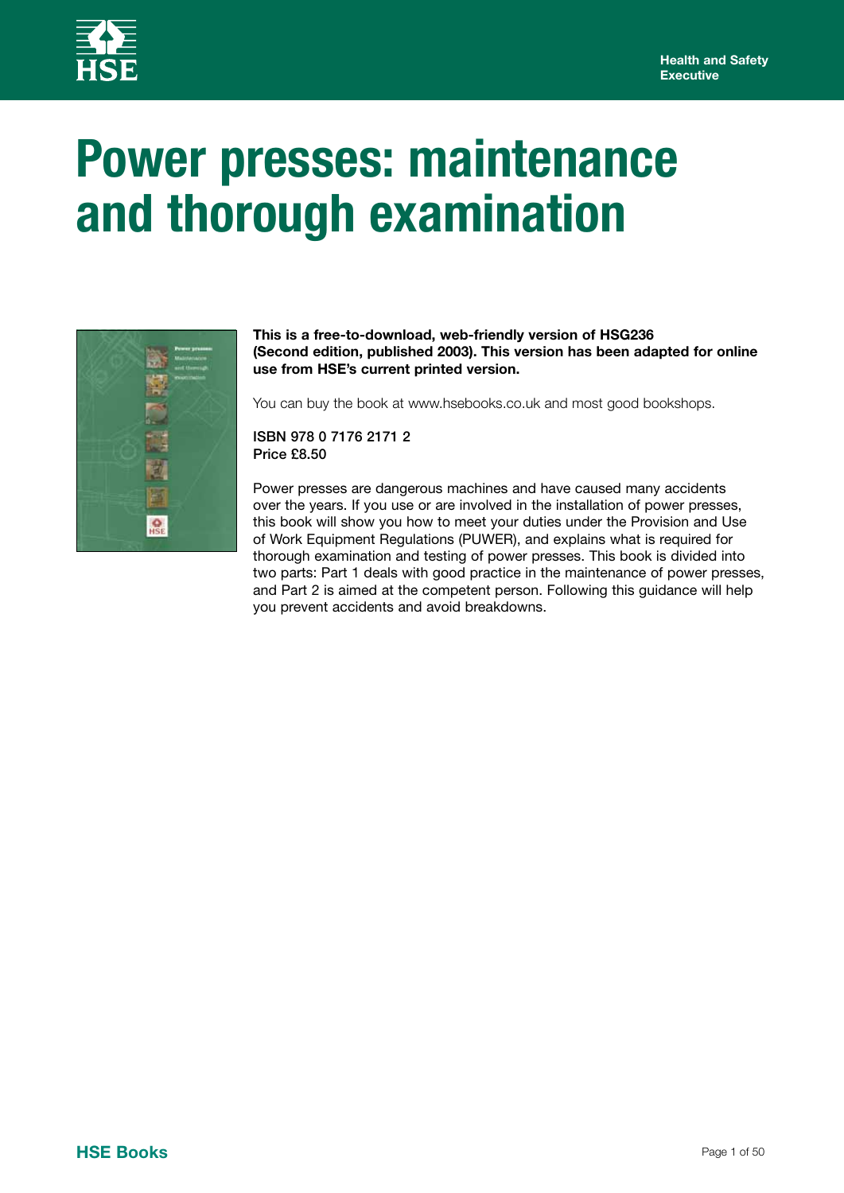Health and Safety Executive

# Power presses: maintenance and thorough examination

**This is a free-to-download, web-friendly version of HSG236 (Second edition, published 2003). This version has been adapted for online use from HSE's current printed version.**

You can buy the book at www.hsebooks.co.uk and most good bookshops.

ISBN 978 0 7176 2171 2
Price £8.50

Power presses are dangerous machines and have caused many accidents over the years. If you use or are involved in the installation of power presses, this book will show you how to meet your duties under the Provision and Use of Work Equipment Regulations (PUWER), and explains what is required for thorough examination and testing of power presses. This book is divided into two parts: Part 1 deals with good practice in the maintenance of power presses, and Part 2 is aimed at the competent person. Following this guidance will help you prevent accidents and avoid breakdowns.

HSE Books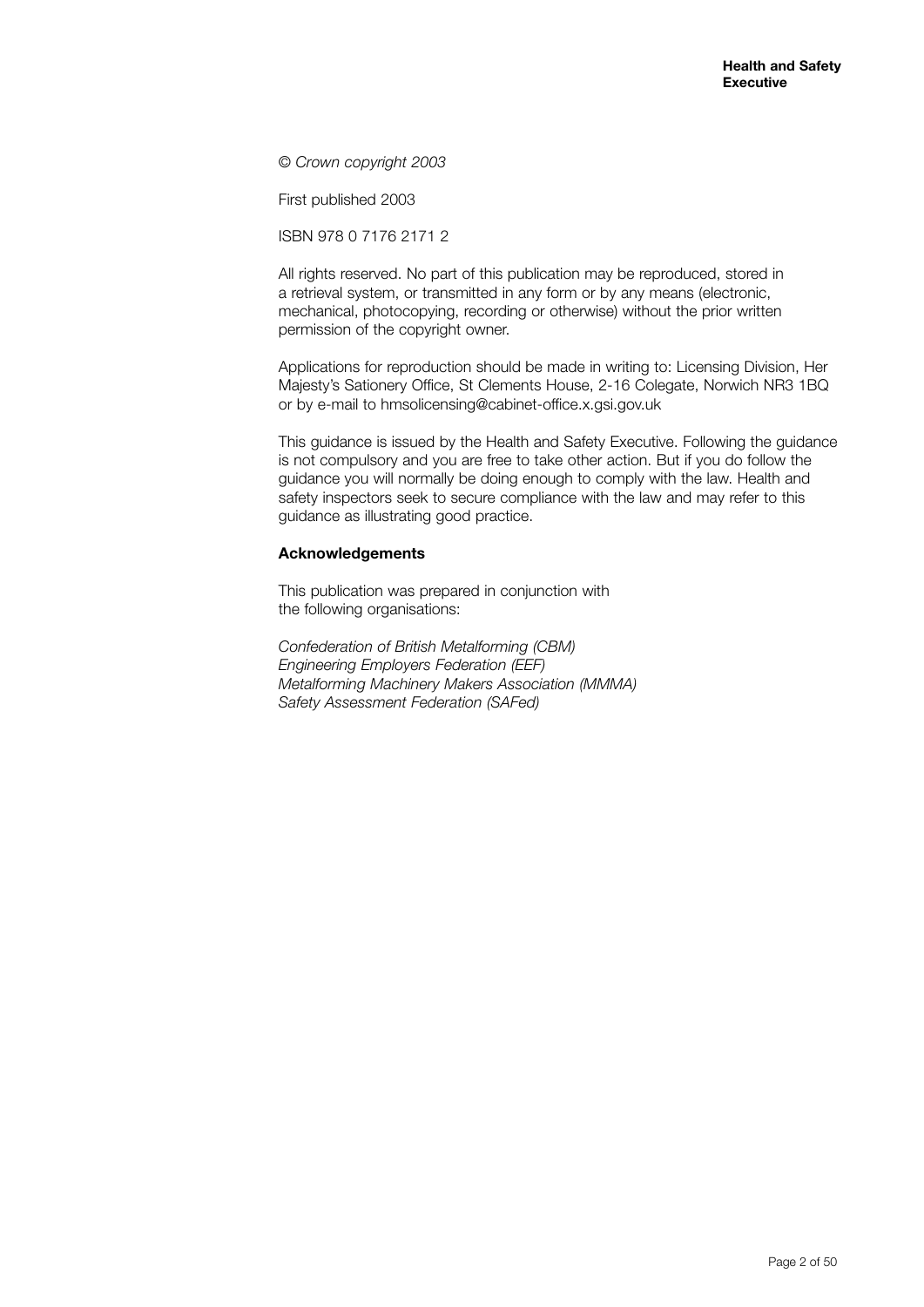*© Crown copyright 2003*

First published 2003

ISBN 978 0 7176 2171 2

All rights reserved. No part of this publication may be reproduced, stored in a retrieval system, or transmitted in any form or by any means (electronic, mechanical, photocopying, recording or otherwise) without the prior written permission of the copyright owner.

Applications for reproduction should be made in writing to: Licensing Division, Her Majesty's Sationery Office, St Clements House, 2-16 Colegate, Norwich NR3 1BQ or by e-mail to hmsolicensing@cabinet-office.x.gsi.gov.uk

This guidance is issued by the Health and Safety Executive. Following the guidance is not compulsory and you are free to take other action. But if you do follow the guidance you will normally be doing enough to comply with the law. Health and safety inspectors seek to secure compliance with the law and may refer to this guidance as illustrating good practice.

**Acknowledgements**

This publication was prepared in conjunction with the following organisations:

*Confederation of British Metalforming (CBM)*
*Engineering Employers Federation (EEF)*
*Metalforming Machinery Makers Association (MMMA)*
*Safety Assessment Federation (SAFed)*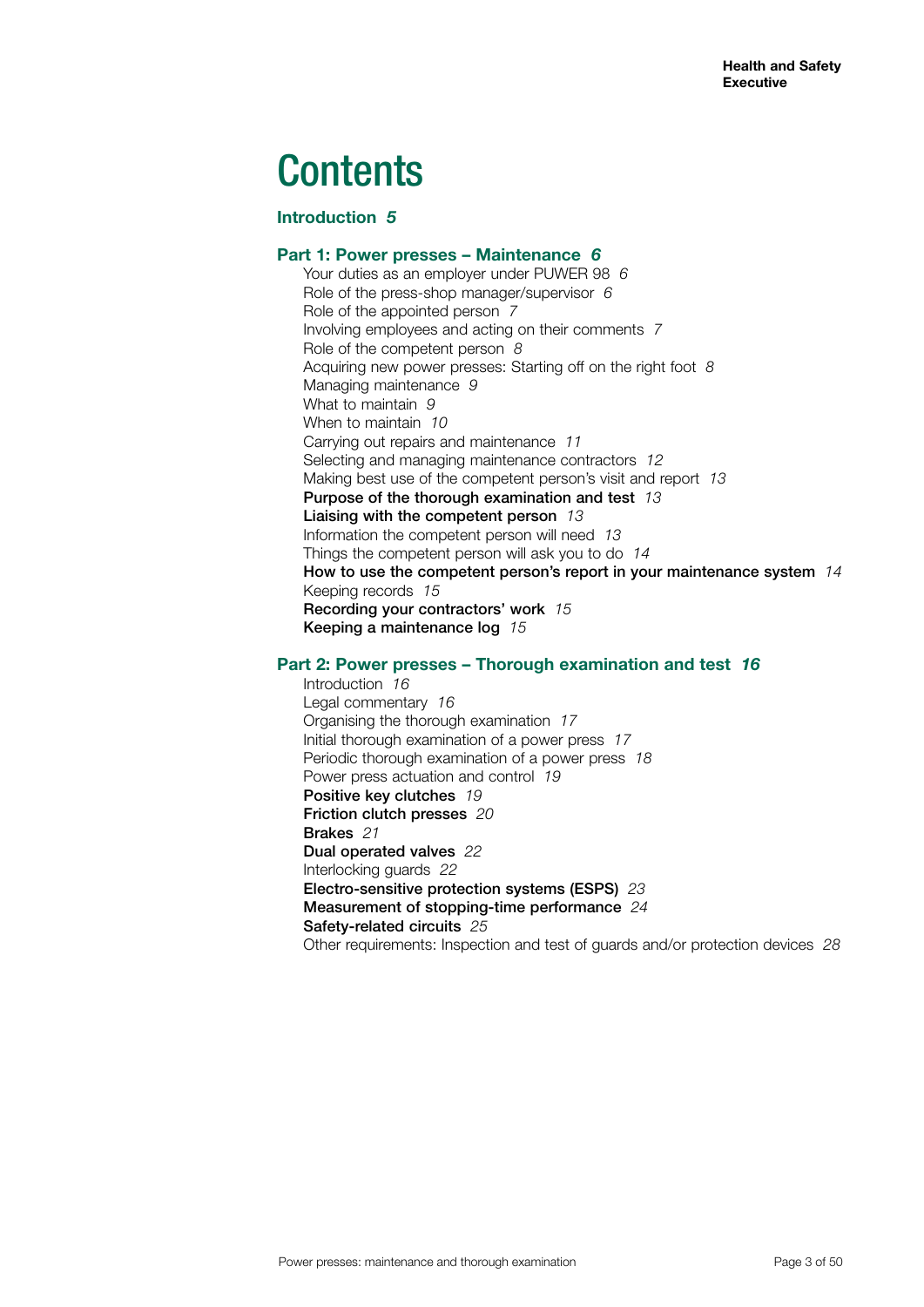# Contents

**Introduction** *5*

**Part 1: Power presses – Maintenance** *6*

- Your duties as an employer under PUWER 98 *6*
- Role of the press-shop manager/supervisor *6*
- Role of the appointed person *7*
- Involving employees and acting on their comments *7*
- Role of the competent person *8*
- Acquiring new power presses: Starting off on the right foot *8*
- Managing maintenance *9*
- What to maintain *9*
- When to maintain *10*
- Carrying out repairs and maintenance *11*
- Selecting and managing maintenance contractors *12*
- Making best use of the competent person's visit and report *13*
- **Purpose of the thorough examination and test** *13*
- **Liaising with the competent person** *13*
- Information the competent person will need *13*
- Things the competent person will ask you to do *14*
- **How to use the competent person's report in your maintenance system** *14*
- Keeping records *15*
- **Recording your contractors' work** *15*
- **Keeping a maintenance log** *15*

**Part 2: Power presses – Thorough examination and test** *16*

- Introduction *16*
- Legal commentary *16*
- Organising the thorough examination *17*
- Initial thorough examination of a power press *17*
- Periodic thorough examination of a power press *18*
- Power press actuation and control *19*
- **Positive key clutches** *19*
- **Friction clutch presses** *20*
- **Brakes** *21*
- **Dual operated valves** *22*
- Interlocking guards *22*
- **Electro-sensitive protection systems (ESPS)** *23*
- **Measurement of stopping-time performance** *24*
- **Safety-related circuits** *25*
- Other requirements: Inspection and test of guards and/or protection devices *28*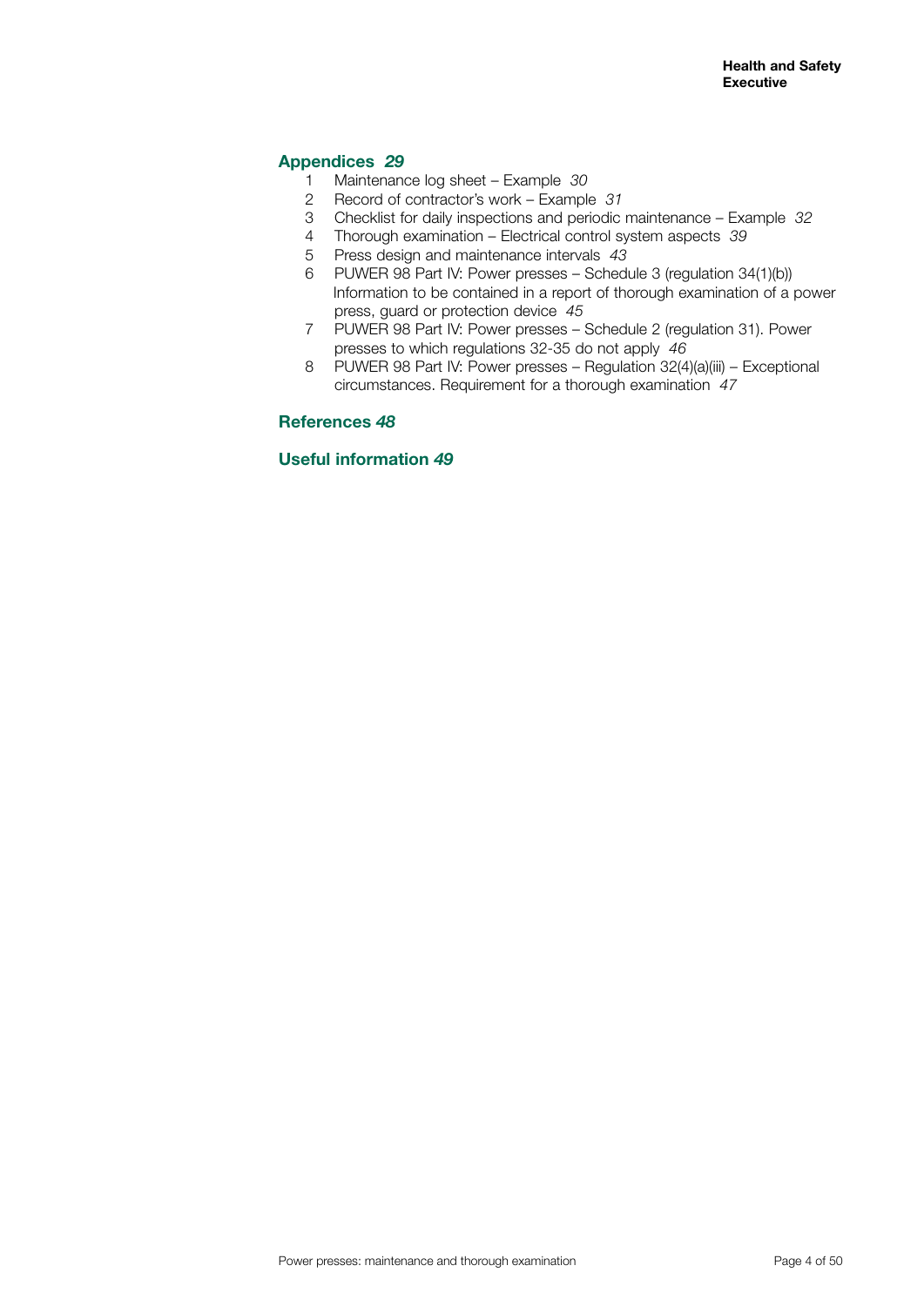**Appendices** *29*

1. Maintenance log sheet – Example *30*
2. Record of contractor's work – Example *31*
3. Checklist for daily inspections and periodic maintenance – Example *32*
4. Thorough examination – Electrical control system aspects *39*
5. Press design and maintenance intervals *43*
6. PUWER 98 Part IV: Power presses – Schedule 3 (regulation 34(1)(b)) Information to be contained in a report of thorough examination of a power press, guard or protection device *45*
7. PUWER 98 Part IV: Power presses – Schedule 2 (regulation 31). Power presses to which regulations 32-35 do not apply *46*
8. PUWER 98 Part IV: Power presses – Regulation 32(4)(a)(iii) – Exceptional circumstances. Requirement for a thorough examination *47*

**References** *48*

**Useful information** *49*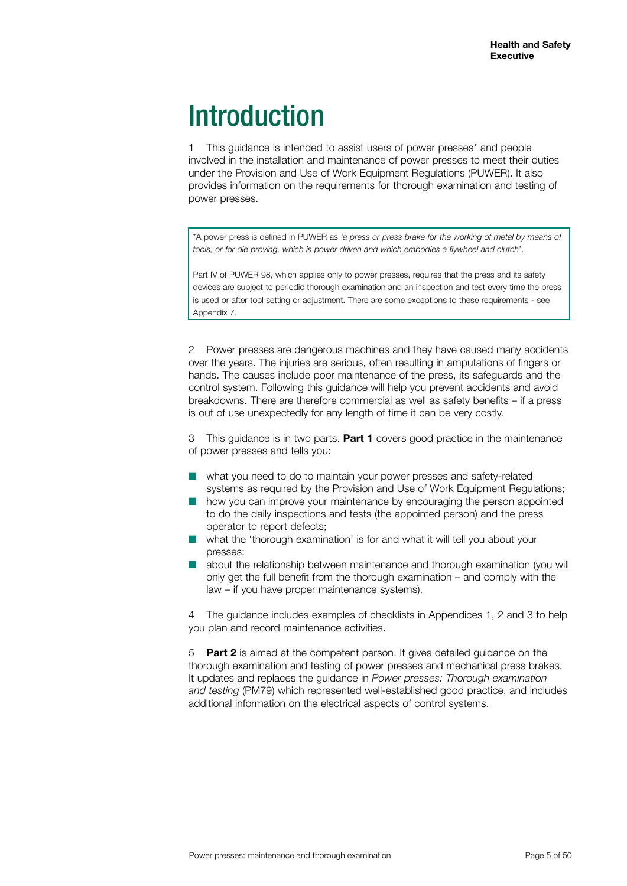# Introduction

1 This guidance is intended to assist users of power presses* and people involved in the installation and maintenance of power presses to meet their duties under the Provision and Use of Work Equipment Regulations (PUWER). It also provides information on the requirements for thorough examination and testing of power presses.

> *A power press is defined in PUWER as *'a press or press brake for the working of metal by means of tools, or for die proving, which is power driven and which embodies a flywheel and clutch'*.
>
> Part IV of PUWER 98, which applies only to power presses, requires that the press and its safety devices are subject to periodic thorough examination and an inspection and test every time the press is used or after tool setting or adjustment. There are some exceptions to these requirements - see Appendix 7.

2 Power presses are dangerous machines and they have caused many accidents over the years. The injuries are serious, often resulting in amputations of fingers or hands. The causes include poor maintenance of the press, its safeguards and the control system. Following this guidance will help you prevent accidents and avoid breakdowns. There are therefore commercial as well as safety benefits – if a press is out of use unexpectedly for any length of time it can be very costly.

3 This guidance is in two parts. **Part 1** covers good practice in the maintenance of power presses and tells you:

- what you need to do to maintain your power presses and safety-related systems as required by the Provision and Use of Work Equipment Regulations;
- how you can improve your maintenance by encouraging the person appointed to do the daily inspections and tests (the appointed person) and the press operator to report defects;
- what the 'thorough examination' is for and what it will tell you about your presses;
- about the relationship between maintenance and thorough examination (you will only get the full benefit from the thorough examination – and comply with the law – if you have proper maintenance systems).

4 The guidance includes examples of checklists in Appendices 1, 2 and 3 to help you plan and record maintenance activities.

5 **Part 2** is aimed at the competent person. It gives detailed guidance on the thorough examination and testing of power presses and mechanical press brakes. It updates and replaces the guidance in *Power presses: Thorough examination and testing* (PM79) which represented well-established good practice, and includes additional information on the electrical aspects of control systems.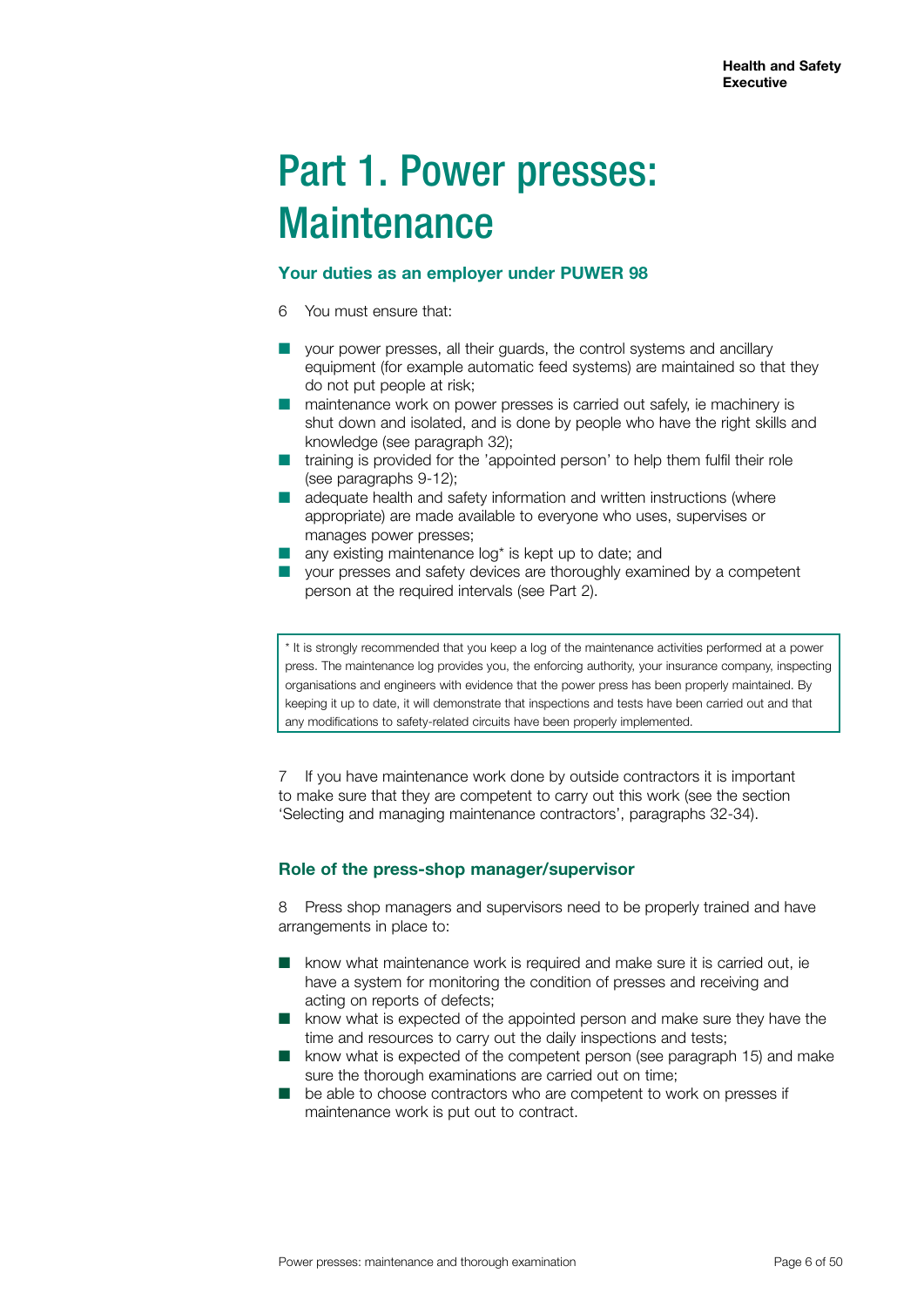# Part 1. Power presses: Maintenance

## Your duties as an employer under PUWER 98

6 You must ensure that:

- your power presses, all their guards, the control systems and ancillary equipment (for example automatic feed systems) are maintained so that they do not put people at risk;
- maintenance work on power presses is carried out safely, ie machinery is shut down and isolated, and is done by people who have the right skills and knowledge (see paragraph 32);
- training is provided for the 'appointed person' to help them fulfil their role (see paragraphs 9-12);
- adequate health and safety information and written instructions (where appropriate) are made available to everyone who uses, supervises or manages power presses;
- any existing maintenance log* is kept up to date; and
- your presses and safety devices are thoroughly examined by a competent person at the required intervals (see Part 2).

> * It is strongly recommended that you keep a log of the maintenance activities performed at a power press. The maintenance log provides you, the enforcing authority, your insurance company, inspecting organisations and engineers with evidence that the power press has been properly maintained. By keeping it up to date, it will demonstrate that inspections and tests have been carried out and that any modifications to safety-related circuits have been properly implemented.

7 If you have maintenance work done by outside contractors it is important to make sure that they are competent to carry out this work (see the section 'Selecting and managing maintenance contractors', paragraphs 32-34).

## Role of the press-shop manager/supervisor

8 Press shop managers and supervisors need to be properly trained and have arrangements in place to:

- know what maintenance work is required and make sure it is carried out, ie have a system for monitoring the condition of presses and receiving and acting on reports of defects;
- know what is expected of the appointed person and make sure they have the time and resources to carry out the daily inspections and tests;
- know what is expected of the competent person (see paragraph 15) and make sure the thorough examinations are carried out on time;
- be able to choose contractors who are competent to work on presses if maintenance work is put out to contract.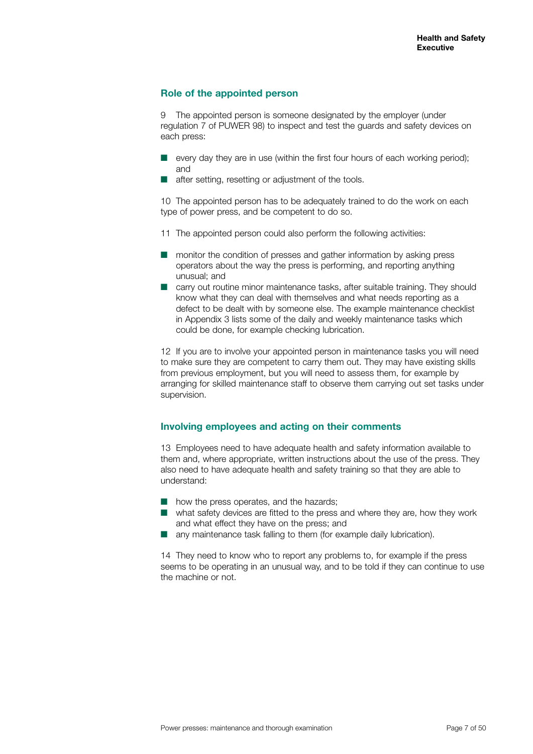## Role of the appointed person

9 The appointed person is someone designated by the employer (under regulation 7 of PUWER 98) to inspect and test the guards and safety devices on each press:

- every day they are in use (within the first four hours of each working period); and
- after setting, resetting or adjustment of the tools.

10 The appointed person has to be adequately trained to do the work on each type of power press, and be competent to do so.

11 The appointed person could also perform the following activities:

- monitor the condition of presses and gather information by asking press operators about the way the press is performing, and reporting anything unusual; and
- carry out routine minor maintenance tasks, after suitable training. They should know what they can deal with themselves and what needs reporting as a defect to be dealt with by someone else. The example maintenance checklist in Appendix 3 lists some of the daily and weekly maintenance tasks which could be done, for example checking lubrication.

12 If you are to involve your appointed person in maintenance tasks you will need to make sure they are competent to carry them out. They may have existing skills from previous employment, but you will need to assess them, for example by arranging for skilled maintenance staff to observe them carrying out set tasks under supervision.

## Involving employees and acting on their comments

13 Employees need to have adequate health and safety information available to them and, where appropriate, written instructions about the use of the press. They also need to have adequate health and safety training so that they are able to understand:

- how the press operates, and the hazards;
- what safety devices are fitted to the press and where they are, how they work and what effect they have on the press; and
- any maintenance task falling to them (for example daily lubrication).

14 They need to know who to report any problems to, for example if the press seems to be operating in an unusual way, and to be told if they can continue to use the machine or not.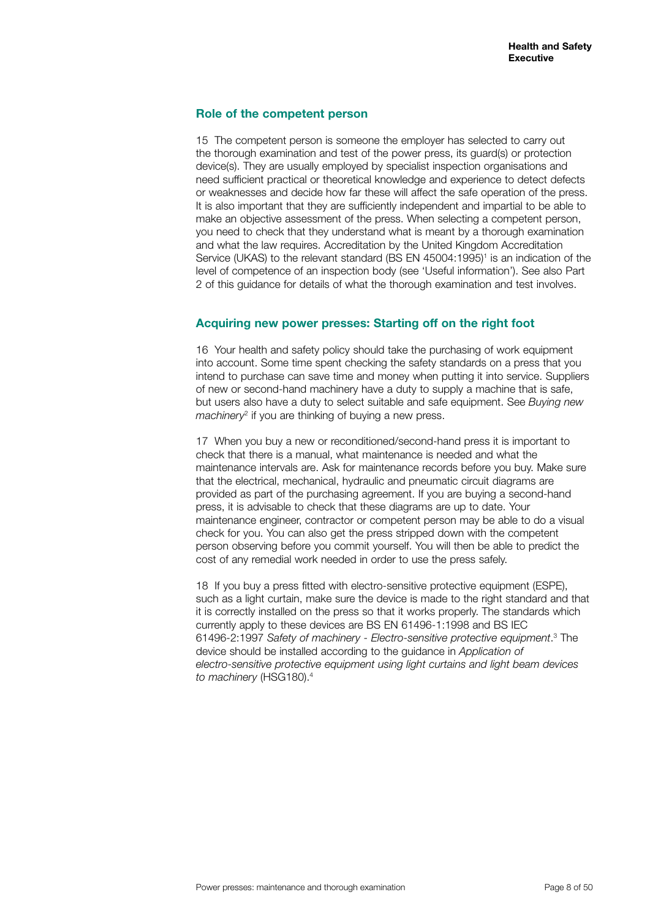## Role of the competent person

15 The competent person is someone the employer has selected to carry out the thorough examination and test of the power press, its guard(s) or protection device(s). They are usually employed by specialist inspection organisations and need sufficient practical or theoretical knowledge and experience to detect defects or weaknesses and decide how far these will affect the safe operation of the press. It is also important that they are sufficiently independent and impartial to be able to make an objective assessment of the press. When selecting a competent person, you need to check that they understand what is meant by a thorough examination and what the law requires. Accreditation by the United Kingdom Accreditation Service (UKAS) to the relevant standard (BS EN 45004:1995)[1] is an indication of the level of competence of an inspection body (see 'Useful information'). See also Part 2 of this guidance for details of what the thorough examination and test involves.

## Acquiring new power presses: Starting off on the right foot

16 Your health and safety policy should take the purchasing of work equipment into account. Some time spent checking the safety standards on a press that you intend to purchase can save time and money when putting it into service. Suppliers of new or second-hand machinery have a duty to supply a machine that is safe, but users also have a duty to select suitable and safe equipment. See *Buying new machinery*[2] if you are thinking of buying a new press.

17 When you buy a new or reconditioned/second-hand press it is important to check that there is a manual, what maintenance is needed and what the maintenance intervals are. Ask for maintenance records before you buy. Make sure that the electrical, mechanical, hydraulic and pneumatic circuit diagrams are provided as part of the purchasing agreement. If you are buying a second-hand press, it is advisable to check that these diagrams are up to date. Your maintenance engineer, contractor or competent person may be able to do a visual check for you. You can also get the press stripped down with the competent person observing before you commit yourself. You will then be able to predict the cost of any remedial work needed in order to use the press safely.

18 If you buy a press fitted with electro-sensitive protective equipment (ESPE), such as a light curtain, make sure the device is made to the right standard and that it is correctly installed on the press so that it works properly. The standards which currently apply to these devices are BS EN 61496-1:1998 and BS IEC 61496-2:1997 *Safety of machinery - Electro-sensitive protective equipment*.[3] The device should be installed according to the guidance in *Application of electro-sensitive protective equipment using light curtains and light beam devices to machinery* (HSG180).[4]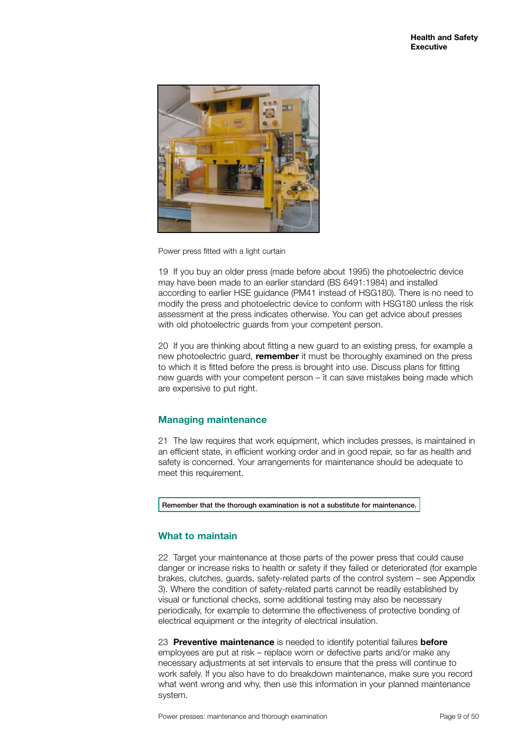Power press fitted with a light curtain

19 If you buy an older press (made before about 1995) the photoelectric device may have been made to an earlier standard (BS 6491:1984) and installed according to earlier HSE guidance (PM41 instead of HSG180). There is no need to modify the press and photoelectric device to conform with HSG180 unless the risk assessment at the press indicates otherwise. You can get advice about presses with old photoelectric guards from your competent person.

20 If you are thinking about fitting a new guard to an existing press, for example a new photoelectric guard, **remember** it must be thoroughly examined on the press to which it is fitted before the press is brought into use. Discuss plans for fitting new guards with your competent person – it can save mistakes being made which are expensive to put right.

## Managing maintenance

21 The law requires that work equipment, which includes presses, is maintained in an efficient state, in efficient working order and in good repair, so far as health and safety is concerned. Your arrangements for maintenance should be adequate to meet this requirement.

**Remember that the thorough examination is not a substitute for maintenance.**

## What to maintain

22 Target your maintenance at those parts of the power press that could cause danger or increase risks to health or safety if they failed or deteriorated (for example brakes, clutches, guards, safety-related parts of the control system – see Appendix 3). Where the condition of safety-related parts cannot be readily established by visual or functional checks, some additional testing may also be necessary periodically, for example to determine the effectiveness of protective bonding of electrical equipment or the integrity of electrical insulation.

23 **Preventive maintenance** is needed to identify potential failures **before** employees are put at risk – replace worn or defective parts and/or make any necessary adjustments at set intervals to ensure that the press will continue to work safely. If you also have to do breakdown maintenance, make sure you record what went wrong and why, then use this information in your planned maintenance system.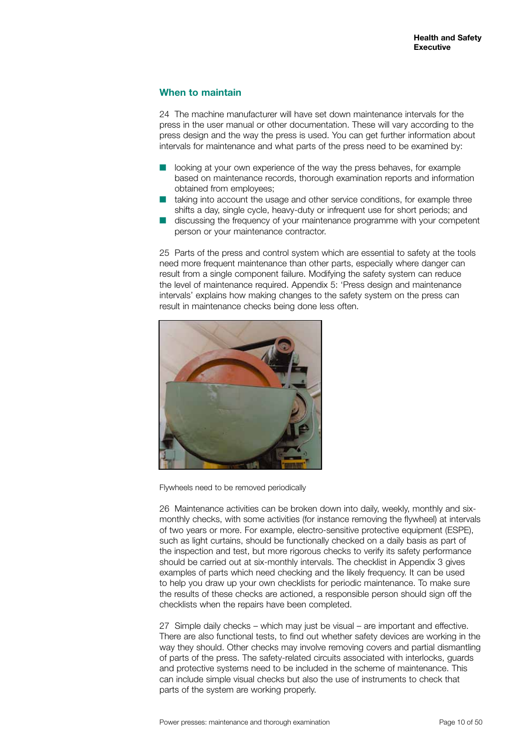## When to maintain

24 The machine manufacturer will have set down maintenance intervals for the press in the user manual or other documentation. These will vary according to the press design and the way the press is used. You can get further information about intervals for maintenance and what parts of the press need to be examined by:

- looking at your own experience of the way the press behaves, for example based on maintenance records, thorough examination reports and information obtained from employees;
- taking into account the usage and other service conditions, for example three shifts a day, single cycle, heavy-duty or infrequent use for short periods; and
- discussing the frequency of your maintenance programme with your competent person or your maintenance contractor.

25 Parts of the press and control system which are essential to safety at the tools need more frequent maintenance than other parts, especially where danger can result from a single component failure. Modifying the safety system can reduce the level of maintenance required. Appendix 5: 'Press design and maintenance intervals' explains how making changes to the safety system on the press can result in maintenance checks being done less often.

Flywheels need to be removed periodically

26 Maintenance activities can be broken down into daily, weekly, monthly and six-monthly checks, with some activities (for instance removing the flywheel) at intervals of two years or more. For example, electro-sensitive protective equipment (ESPE), such as light curtains, should be functionally checked on a daily basis as part of the inspection and test, but more rigorous checks to verify its safety performance should be carried out at six-monthly intervals. The checklist in Appendix 3 gives examples of parts which need checking and the likely frequency. It can be used to help you draw up your own checklists for periodic maintenance. To make sure the results of these checks are actioned, a responsible person should sign off the checklists when the repairs have been completed.

27 Simple daily checks – which may just be visual – are important and effective. There are also functional tests, to find out whether safety devices are working in the way they should. Other checks may involve removing covers and partial dismantling of parts of the press. The safety-related circuits associated with interlocks, guards and protective systems need to be included in the scheme of maintenance. This can include simple visual checks but also the use of instruments to check that parts of the system are working properly.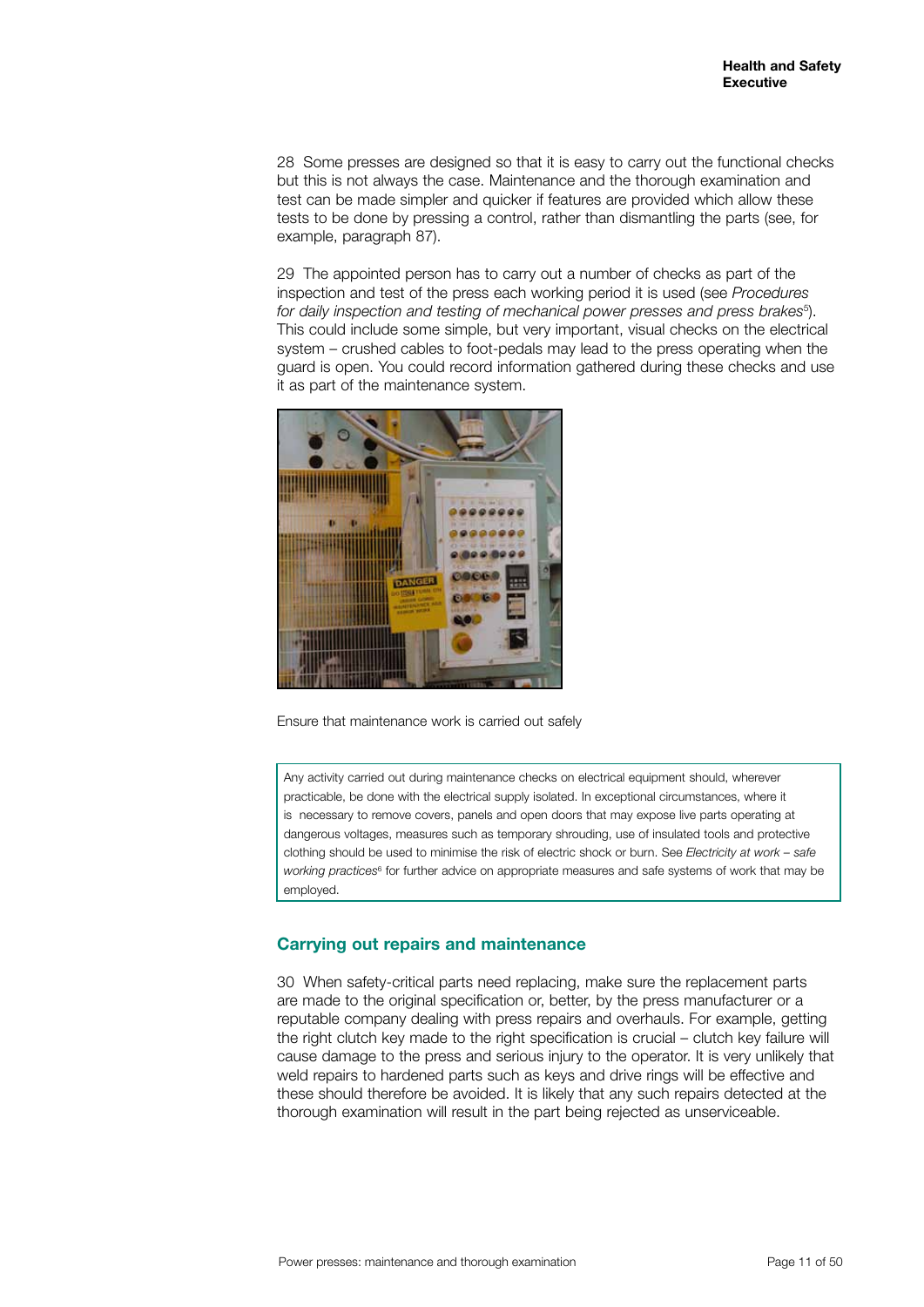28 Some presses are designed so that it is easy to carry out the functional checks but this is not always the case. Maintenance and the thorough examination and test can be made simpler and quicker if features are provided which allow these tests to be done by pressing a control, rather than dismantling the parts (see, for example, paragraph 87).

29 The appointed person has to carry out a number of checks as part of the inspection and test of the press each working period it is used (see *Procedures for daily inspection and testing of mechanical power presses and press brakes*[5]). This could include some simple, but very important, visual checks on the electrical system – crushed cables to foot-pedals may lead to the press operating when the guard is open. You could record information gathered during these checks and use it as part of the maintenance system.

Ensure that maintenance work is carried out safely

> Any activity carried out during maintenance checks on electrical equipment should, wherever practicable, be done with the electrical supply isolated. In exceptional circumstances, where it is necessary to remove covers, panels and open doors that may expose live parts operating at dangerous voltages, measures such as temporary shrouding, use of insulated tools and protective clothing should be used to minimise the risk of electric shock or burn. See *Electricity at work – safe working practices*[6] for further advice on appropriate measures and safe systems of work that may be employed.

## Carrying out repairs and maintenance

30 When safety-critical parts need replacing, make sure the replacement parts are made to the original specification or, better, by the press manufacturer or a reputable company dealing with press repairs and overhauls. For example, getting the right clutch key made to the right specification is crucial – clutch key failure will cause damage to the press and serious injury to the operator. It is very unlikely that weld repairs to hardened parts such as keys and drive rings will be effective and these should therefore be avoided. It is likely that any such repairs detected at the thorough examination will result in the part being rejected as unserviceable.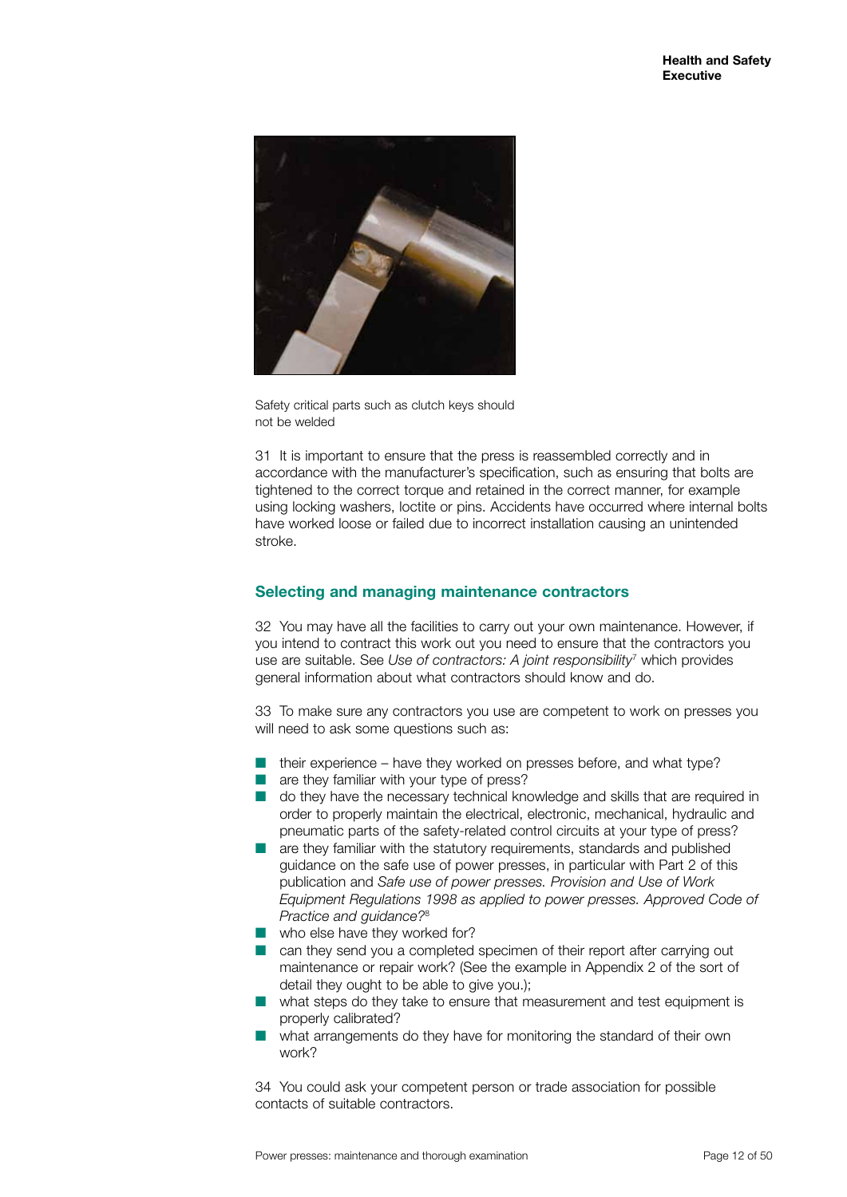Safety critical parts such as clutch keys should not be welded

31 It is important to ensure that the press is reassembled correctly and in accordance with the manufacturer's specification, such as ensuring that bolts are tightened to the correct torque and retained in the correct manner, for example using locking washers, loctite or pins. Accidents have occurred where internal bolts have worked loose or failed due to incorrect installation causing an unintended stroke.

## Selecting and managing maintenance contractors

32 You may have all the facilities to carry out your own maintenance. However, if you intend to contract this work out you need to ensure that the contractors you use are suitable. See *Use of contractors: A joint responsibility*[7] which provides general information about what contractors should know and do.

33 To make sure any contractors you use are competent to work on presses you will need to ask some questions such as:

- their experience – have they worked on presses before, and what type?
- are they familiar with your type of press?
- do they have the necessary technical knowledge and skills that are required in order to properly maintain the electrical, electronic, mechanical, hydraulic and pneumatic parts of the safety-related control circuits at your type of press?
- are they familiar with the statutory requirements, standards and published guidance on the safe use of power presses, in particular with Part 2 of this publication and *Safe use of power presses. Provision and Use of Work Equipment Regulations 1998 as applied to power presses. Approved Code of Practice and guidance?*[8]
- who else have they worked for?
- can they send you a completed specimen of their report after carrying out maintenance or repair work? (See the example in Appendix 2 of the sort of detail they ought to be able to give you.);
- what steps do they take to ensure that measurement and test equipment is properly calibrated?
- what arrangements do they have for monitoring the standard of their own work?

34 You could ask your competent person or trade association for possible contacts of suitable contractors.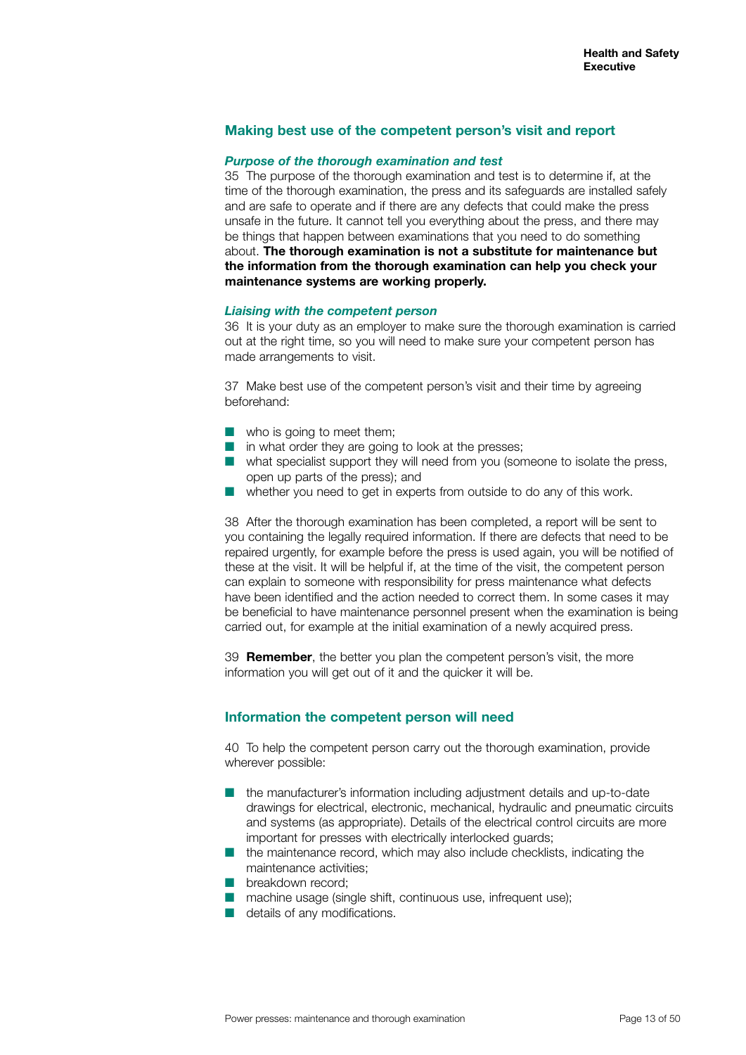## Making best use of the competent person's visit and report

### *Purpose of the thorough examination and test*

35 The purpose of the thorough examination and test is to determine if, at the time of the thorough examination, the press and its safeguards are installed safely and are safe to operate and if there are any defects that could make the press unsafe in the future. It cannot tell you everything about the press, and there may be things that happen between examinations that you need to do something about. **The thorough examination is not a substitute for maintenance but the information from the thorough examination can help you check your maintenance systems are working properly.**

### *Liaising with the competent person*

36 It is your duty as an employer to make sure the thorough examination is carried out at the right time, so you will need to make sure your competent person has made arrangements to visit.

37 Make best use of the competent person's visit and their time by agreeing beforehand:

- who is going to meet them;
- in what order they are going to look at the presses;
- what specialist support they will need from you (someone to isolate the press, open up parts of the press); and
- whether you need to get in experts from outside to do any of this work.

38 After the thorough examination has been completed, a report will be sent to you containing the legally required information. If there are defects that need to be repaired urgently, for example before the press is used again, you will be notified of these at the visit. It will be helpful if, at the time of the visit, the competent person can explain to someone with responsibility for press maintenance what defects have been identified and the action needed to correct them. In some cases it may be beneficial to have maintenance personnel present when the examination is being carried out, for example at the initial examination of a newly acquired press.

39 **Remember**, the better you plan the competent person's visit, the more information you will get out of it and the quicker it will be.

## Information the competent person will need

40 To help the competent person carry out the thorough examination, provide wherever possible:

- the manufacturer's information including adjustment details and up-to-date drawings for electrical, electronic, mechanical, hydraulic and pneumatic circuits and systems (as appropriate). Details of the electrical control circuits are more important for presses with electrically interlocked guards;
- the maintenance record, which may also include checklists, indicating the maintenance activities;
- breakdown record;
- machine usage (single shift, continuous use, infrequent use);
- details of any modifications.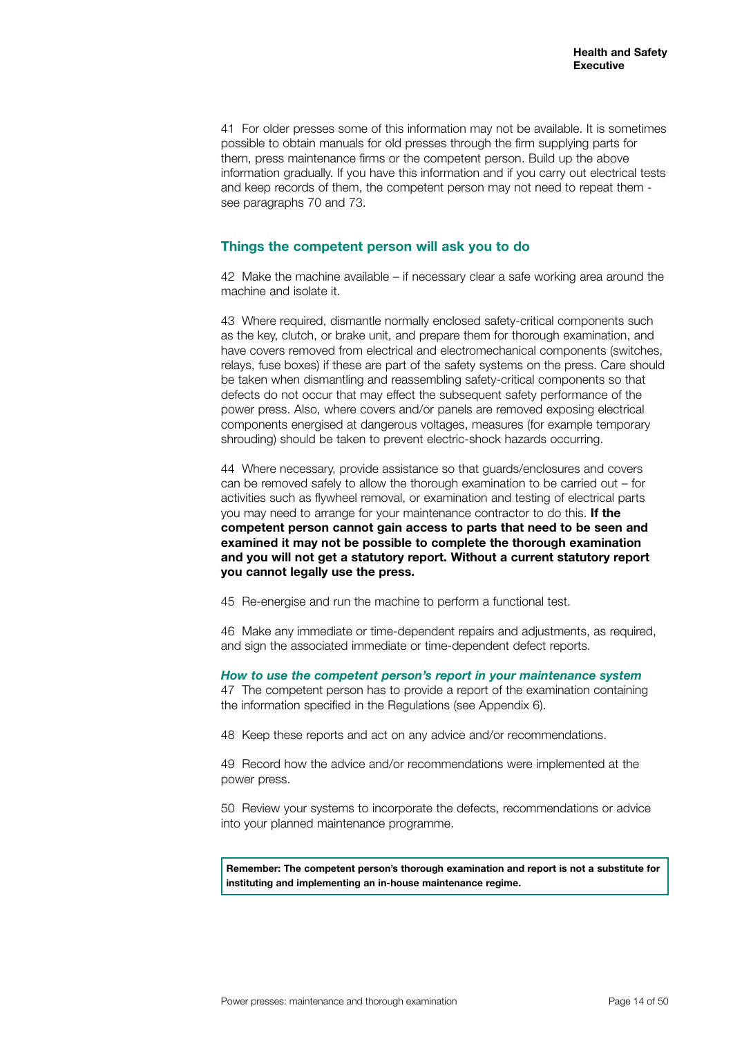41 For older presses some of this information may not be available. It is sometimes possible to obtain manuals for old presses through the firm supplying parts for them, press maintenance firms or the competent person. Build up the above information gradually. If you have this information and if you carry out electrical tests and keep records of them, the competent person may not need to repeat them - see paragraphs 70 and 73.

## Things the competent person will ask you to do

42 Make the machine available – if necessary clear a safe working area around the machine and isolate it.

43 Where required, dismantle normally enclosed safety-critical components such as the key, clutch, or brake unit, and prepare them for thorough examination, and have covers removed from electrical and electromechanical components (switches, relays, fuse boxes) if these are part of the safety systems on the press. Care should be taken when dismantling and reassembling safety-critical components so that defects do not occur that may effect the subsequent safety performance of the power press. Also, where covers and/or panels are removed exposing electrical components energised at dangerous voltages, measures (for example temporary shrouding) should be taken to prevent electric-shock hazards occurring.

44 Where necessary, provide assistance so that guards/enclosures and covers can be removed safely to allow the thorough examination to be carried out – for activities such as flywheel removal, or examination and testing of electrical parts you may need to arrange for your maintenance contractor to do this. **If the competent person cannot gain access to parts that need to be seen and examined it may not be possible to complete the thorough examination and you will not get a statutory report. Without a current statutory report you cannot legally use the press.**

45 Re-energise and run the machine to perform a functional test.

46 Make any immediate or time-dependent repairs and adjustments, as required, and sign the associated immediate or time-dependent defect reports.

### *How to use the competent person's report in your maintenance system*

47 The competent person has to provide a report of the examination containing the information specified in the Regulations (see Appendix 6).

48 Keep these reports and act on any advice and/or recommendations.

49 Record how the advice and/or recommendations were implemented at the power press.

50 Review your systems to incorporate the defects, recommendations or advice into your planned maintenance programme.

**Remember: The competent person's thorough examination and report is not a substitute for instituting and implementing an in-house maintenance regime.**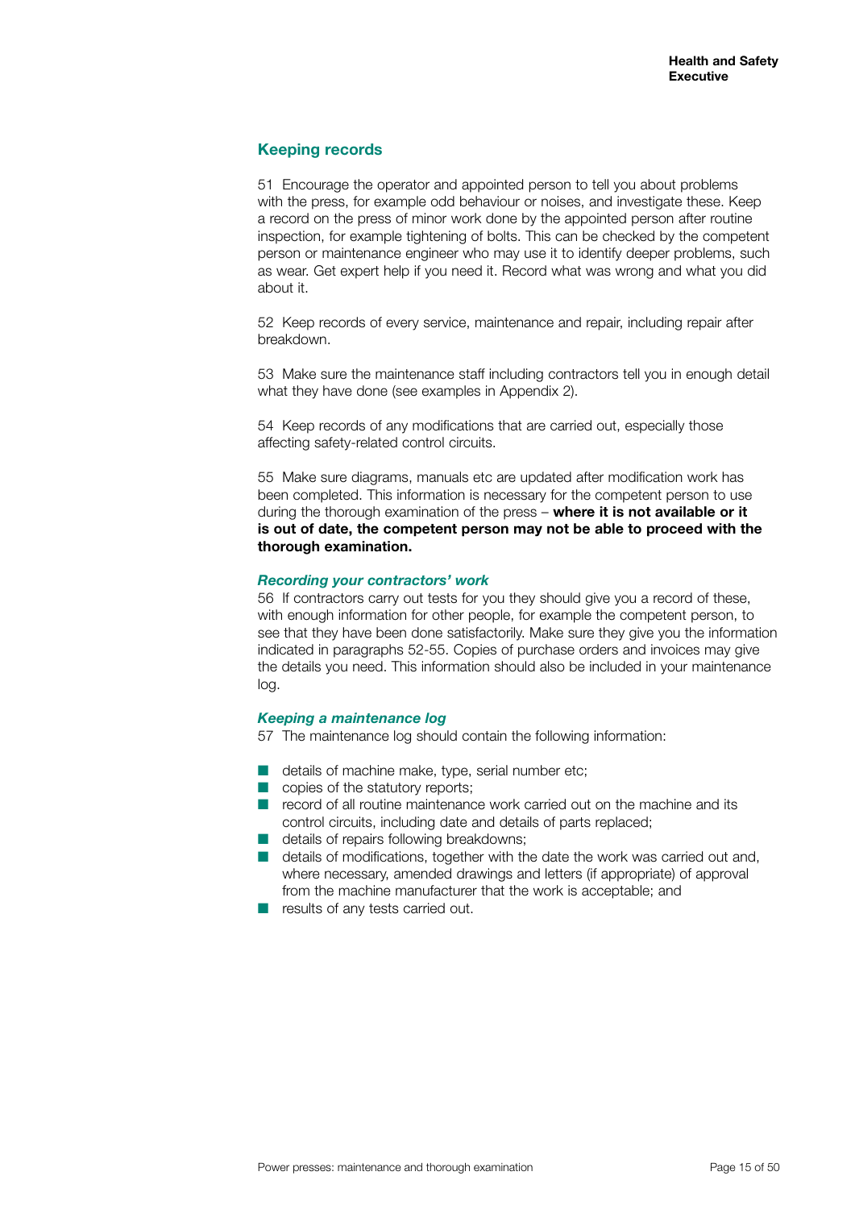## Keeping records

51 Encourage the operator and appointed person to tell you about problems with the press, for example odd behaviour or noises, and investigate these. Keep a record on the press of minor work done by the appointed person after routine inspection, for example tightening of bolts. This can be checked by the competent person or maintenance engineer who may use it to identify deeper problems, such as wear. Get expert help if you need it. Record what was wrong and what you did about it.

52 Keep records of every service, maintenance and repair, including repair after breakdown.

53 Make sure the maintenance staff including contractors tell you in enough detail what they have done (see examples in Appendix 2).

54 Keep records of any modifications that are carried out, especially those affecting safety-related control circuits.

55 Make sure diagrams, manuals etc are updated after modification work has been completed. This information is necessary for the competent person to use during the thorough examination of the press – **where it is not available or it is out of date, the competent person may not be able to proceed with the thorough examination.**

### *Recording your contractors' work*

56 If contractors carry out tests for you they should give you a record of these, with enough information for other people, for example the competent person, to see that they have been done satisfactorily. Make sure they give you the information indicated in paragraphs 52-55. Copies of purchase orders and invoices may give the details you need. This information should also be included in your maintenance log.

### *Keeping a maintenance log*

57 The maintenance log should contain the following information:

- details of machine make, type, serial number etc;
- copies of the statutory reports;
- record of all routine maintenance work carried out on the machine and its control circuits, including date and details of parts replaced;
- details of repairs following breakdowns;
- details of modifications, together with the date the work was carried out and, where necessary, amended drawings and letters (if appropriate) of approval from the machine manufacturer that the work is acceptable; and
- results of any tests carried out.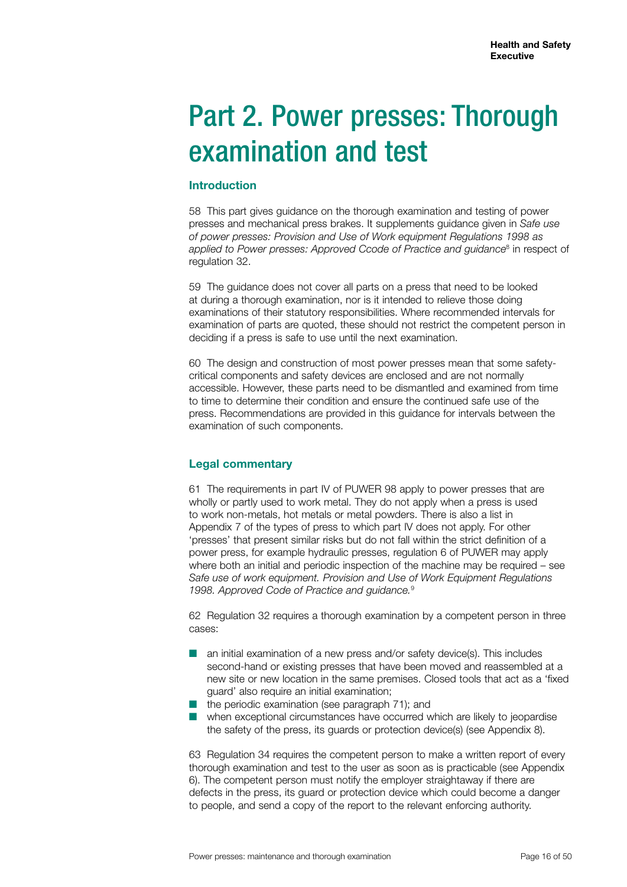# Part 2. Power presses: Thorough examination and test

## Introduction

58 This part gives guidance on the thorough examination and testing of power presses and mechanical press brakes. It supplements guidance given in *Safe use of power presses: Provision and Use of Work equipment Regulations 1998 as applied to Power presses: Approved Ccode of Practice and guidance*[8] in respect of regulation 32.

59 The guidance does not cover all parts on a press that need to be looked at during a thorough examination, nor is it intended to relieve those doing examinations of their statutory responsibilities. Where recommended intervals for examination of parts are quoted, these should not restrict the competent person in deciding if a press is safe to use until the next examination.

60 The design and construction of most power presses mean that some safety-critical components and safety devices are enclosed and are not normally accessible. However, these parts need to be dismantled and examined from time to time to determine their condition and ensure the continued safe use of the press. Recommendations are provided in this guidance for intervals between the examination of such components.

## Legal commentary

61 The requirements in part IV of PUWER 98 apply to power presses that are wholly or partly used to work metal. They do not apply when a press is used to work non-metals, hot metals or metal powders. There is also a list in Appendix 7 of the types of press to which part IV does not apply. For other 'presses' that present similar risks but do not fall within the strict definition of a power press, for example hydraulic presses, regulation 6 of PUWER may apply where both an initial and periodic inspection of the machine may be required – see *Safe use of work equipment. Provision and Use of Work Equipment Regulations 1998. Approved Code of Practice and guidance.*[9]

62 Regulation 32 requires a thorough examination by a competent person in three cases:

- an initial examination of a new press and/or safety device(s). This includes second-hand or existing presses that have been moved and reassembled at a new site or new location in the same premises. Closed tools that act as a 'fixed guard' also require an initial examination;
- the periodic examination (see paragraph 71); and
- when exceptional circumstances have occurred which are likely to jeopardise the safety of the press, its guards or protection device(s) (see Appendix 8).

63 Regulation 34 requires the competent person to make a written report of every thorough examination and test to the user as soon as is practicable (see Appendix 6). The competent person must notify the employer straightaway if there are defects in the press, its guard or protection device which could become a danger to people, and send a copy of the report to the relevant enforcing authority.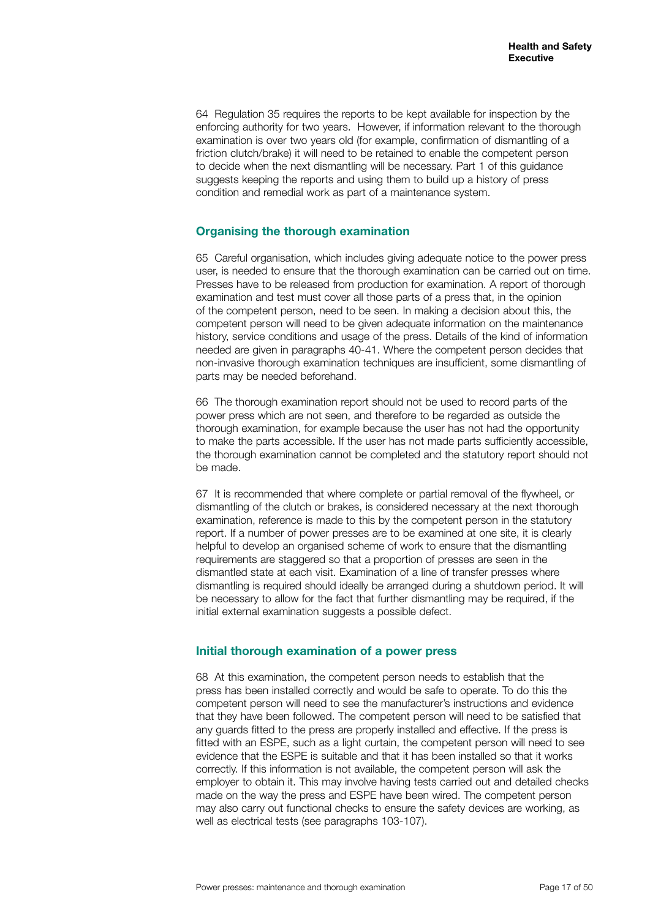64 Regulation 35 requires the reports to be kept available for inspection by the enforcing authority for two years. However, if information relevant to the thorough examination is over two years old (for example, confirmation of dismantling of a friction clutch/brake) it will need to be retained to enable the competent person to decide when the next dismantling will be necessary. Part 1 of this guidance suggests keeping the reports and using them to build up a history of press condition and remedial work as part of a maintenance system.

## Organising the thorough examination

65 Careful organisation, which includes giving adequate notice to the power press user, is needed to ensure that the thorough examination can be carried out on time. Presses have to be released from production for examination. A report of thorough examination and test must cover all those parts of a press that, in the opinion of the competent person, need to be seen. In making a decision about this, the competent person will need to be given adequate information on the maintenance history, service conditions and usage of the press. Details of the kind of information needed are given in paragraphs 40-41. Where the competent person decides that non-invasive thorough examination techniques are insufficient, some dismantling of parts may be needed beforehand.

66 The thorough examination report should not be used to record parts of the power press which are not seen, and therefore to be regarded as outside the thorough examination, for example because the user has not had the opportunity to make the parts accessible. If the user has not made parts sufficiently accessible, the thorough examination cannot be completed and the statutory report should not be made.

67 It is recommended that where complete or partial removal of the flywheel, or dismantling of the clutch or brakes, is considered necessary at the next thorough examination, reference is made to this by the competent person in the statutory report. If a number of power presses are to be examined at one site, it is clearly helpful to develop an organised scheme of work to ensure that the dismantling requirements are staggered so that a proportion of presses are seen in the dismantled state at each visit. Examination of a line of transfer presses where dismantling is required should ideally be arranged during a shutdown period. It will be necessary to allow for the fact that further dismantling may be required, if the initial external examination suggests a possible defect.

## Initial thorough examination of a power press

68 At this examination, the competent person needs to establish that the press has been installed correctly and would be safe to operate. To do this the competent person will need to see the manufacturer's instructions and evidence that they have been followed. The competent person will need to be satisfied that any guards fitted to the press are properly installed and effective. If the press is fitted with an ESPE, such as a light curtain, the competent person will need to see evidence that the ESPE is suitable and that it has been installed so that it works correctly. If this information is not available, the competent person will ask the employer to obtain it. This may involve having tests carried out and detailed checks made on the way the press and ESPE have been wired. The competent person may also carry out functional checks to ensure the safety devices are working, as well as electrical tests (see paragraphs 103-107).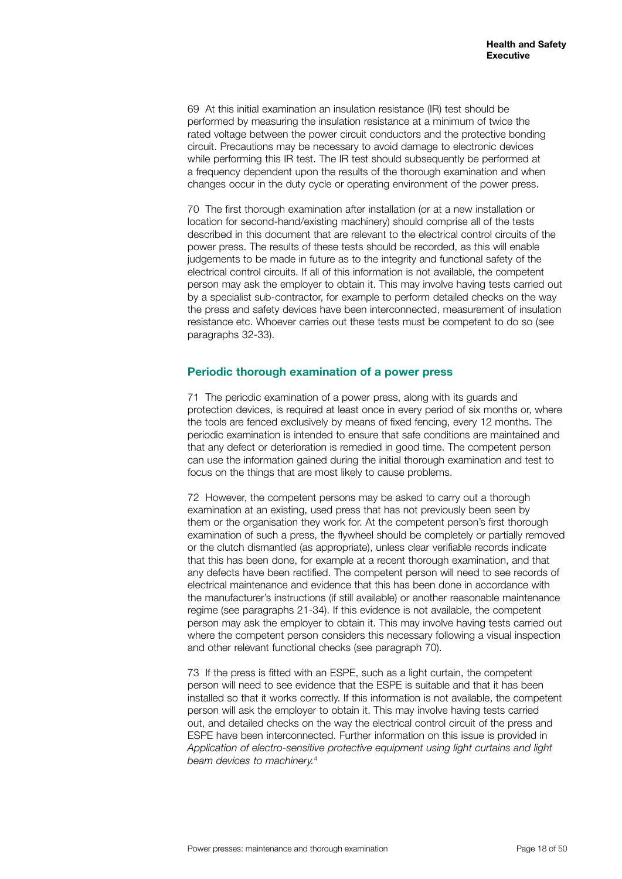69 At this initial examination an insulation resistance (IR) test should be performed by measuring the insulation resistance at a minimum of twice the rated voltage between the power circuit conductors and the protective bonding circuit. Precautions may be necessary to avoid damage to electronic devices while performing this IR test. The IR test should subsequently be performed at a frequency dependent upon the results of the thorough examination and when changes occur in the duty cycle or operating environment of the power press.

70 The first thorough examination after installation (or at a new installation or location for second-hand/existing machinery) should comprise all of the tests described in this document that are relevant to the electrical control circuits of the power press. The results of these tests should be recorded, as this will enable judgements to be made in future as to the integrity and functional safety of the electrical control circuits. If all of this information is not available, the competent person may ask the employer to obtain it. This may involve having tests carried out by a specialist sub-contractor, for example to perform detailed checks on the way the press and safety devices have been interconnected, measurement of insulation resistance etc. Whoever carries out these tests must be competent to do so (see paragraphs 32-33).

## Periodic thorough examination of a power press

71 The periodic examination of a power press, along with its guards and protection devices, is required at least once in every period of six months or, where the tools are fenced exclusively by means of fixed fencing, every 12 months. The periodic examination is intended to ensure that safe conditions are maintained and that any defect or deterioration is remedied in good time. The competent person can use the information gained during the initial thorough examination and test to focus on the things that are most likely to cause problems.

72 However, the competent persons may be asked to carry out a thorough examination at an existing, used press that has not previously been seen by them or the organisation they work for. At the competent person's first thorough examination of such a press, the flywheel should be completely or partially removed or the clutch dismantled (as appropriate), unless clear verifiable records indicate that this has been done, for example at a recent thorough examination, and that any defects have been rectified. The competent person will need to see records of electrical maintenance and evidence that this has been done in accordance with the manufacturer's instructions (if still available) or another reasonable maintenance regime (see paragraphs 21-34). If this evidence is not available, the competent person may ask the employer to obtain it. This may involve having tests carried out where the competent person considers this necessary following a visual inspection and other relevant functional checks (see paragraph 70).

73 If the press is fitted with an ESPE, such as a light curtain, the competent person will need to see evidence that the ESPE is suitable and that it has been installed so that it works correctly. If this information is not available, the competent person will ask the employer to obtain it. This may involve having tests carried out, and detailed checks on the way the electrical control circuit of the press and ESPE have been interconnected. Further information on this issue is provided in *Application of electro-sensitive protective equipment using light curtains and light beam devices to machinery.*[4]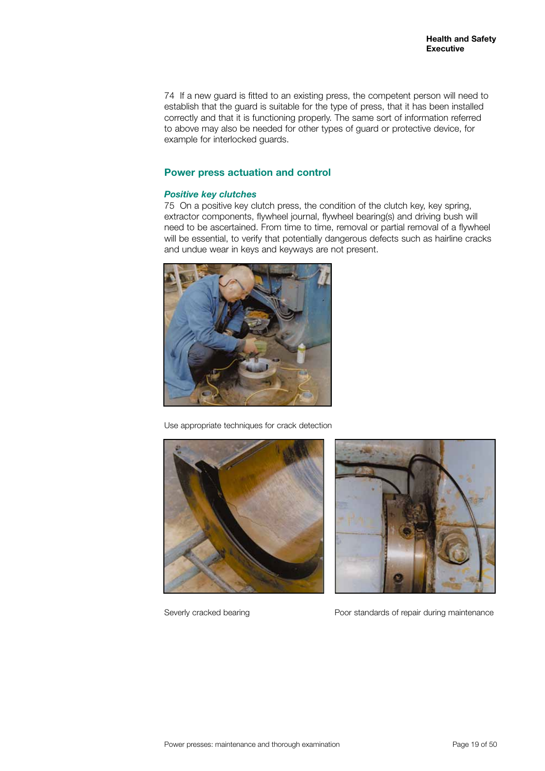74 If a new guard is fitted to an existing press, the competent person will need to establish that the guard is suitable for the type of press, that it has been installed correctly and that it is functioning properly. The same sort of information referred to above may also be needed for other types of guard or protective device, for example for interlocked guards.

## Power press actuation and control

### *Positive key clutches*

75 On a positive key clutch press, the condition of the clutch key, key spring, extractor components, flywheel journal, flywheel bearing(s) and driving bush will need to be ascertained. From time to time, removal or partial removal of a flywheel will be essential, to verify that potentially dangerous defects such as hairline cracks and undue wear in keys and keyways are not present.

Use appropriate techniques for crack detection

Severly cracked bearing

Poor standards of repair during maintenance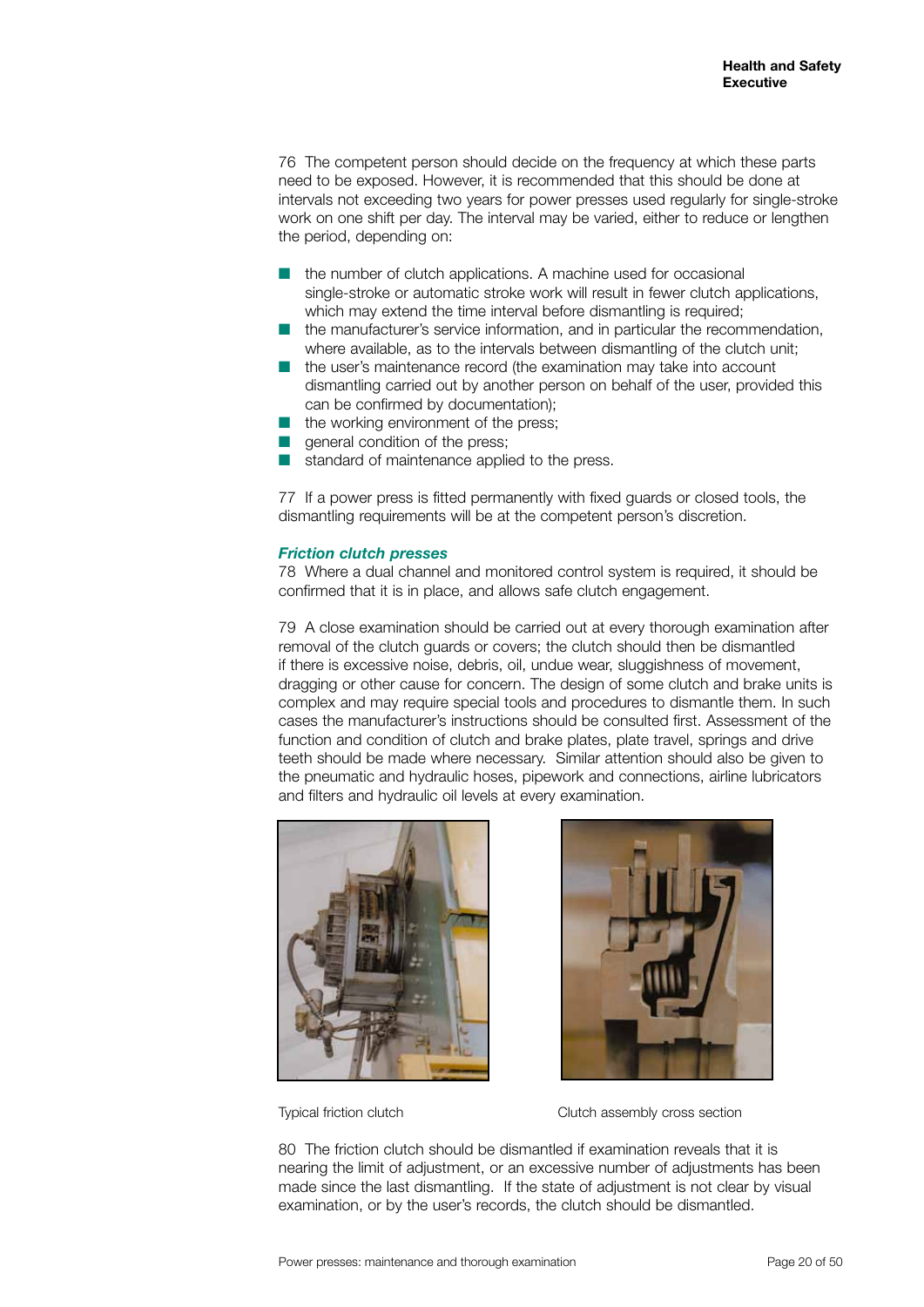76 The competent person should decide on the frequency at which these parts need to be exposed. However, it is recommended that this should be done at intervals not exceeding two years for power presses used regularly for single-stroke work on one shift per day. The interval may be varied, either to reduce or lengthen the period, depending on:

- the number of clutch applications. A machine used for occasional single-stroke or automatic stroke work will result in fewer clutch applications, which may extend the time interval before dismantling is required;
- the manufacturer's service information, and in particular the recommendation, where available, as to the intervals between dismantling of the clutch unit;
- the user's maintenance record (the examination may take into account dismantling carried out by another person on behalf of the user, provided this can be confirmed by documentation);
- the working environment of the press;
- general condition of the press;
- standard of maintenance applied to the press.

77 If a power press is fitted permanently with fixed guards or closed tools, the dismantling requirements will be at the competent person's discretion.

### *Friction clutch presses*

78 Where a dual channel and monitored control system is required, it should be confirmed that it is in place, and allows safe clutch engagement.

79 A close examination should be carried out at every thorough examination after removal of the clutch guards or covers; the clutch should then be dismantled if there is excessive noise, debris, oil, undue wear, sluggishness of movement, dragging or other cause for concern. The design of some clutch and brake units is complex and may require special tools and procedures to dismantle them. In such cases the manufacturer's instructions should be consulted first. Assessment of the function and condition of clutch and brake plates, plate travel, springs and drive teeth should be made where necessary. Similar attention should also be given to the pneumatic and hydraulic hoses, pipework and connections, airline lubricators and filters and hydraulic oil levels at every examination.

Typical friction clutch

Clutch assembly cross section

80 The friction clutch should be dismantled if examination reveals that it is nearing the limit of adjustment, or an excessive number of adjustments has been made since the last dismantling. If the state of adjustment is not clear by visual examination, or by the user's records, the clutch should be dismantled.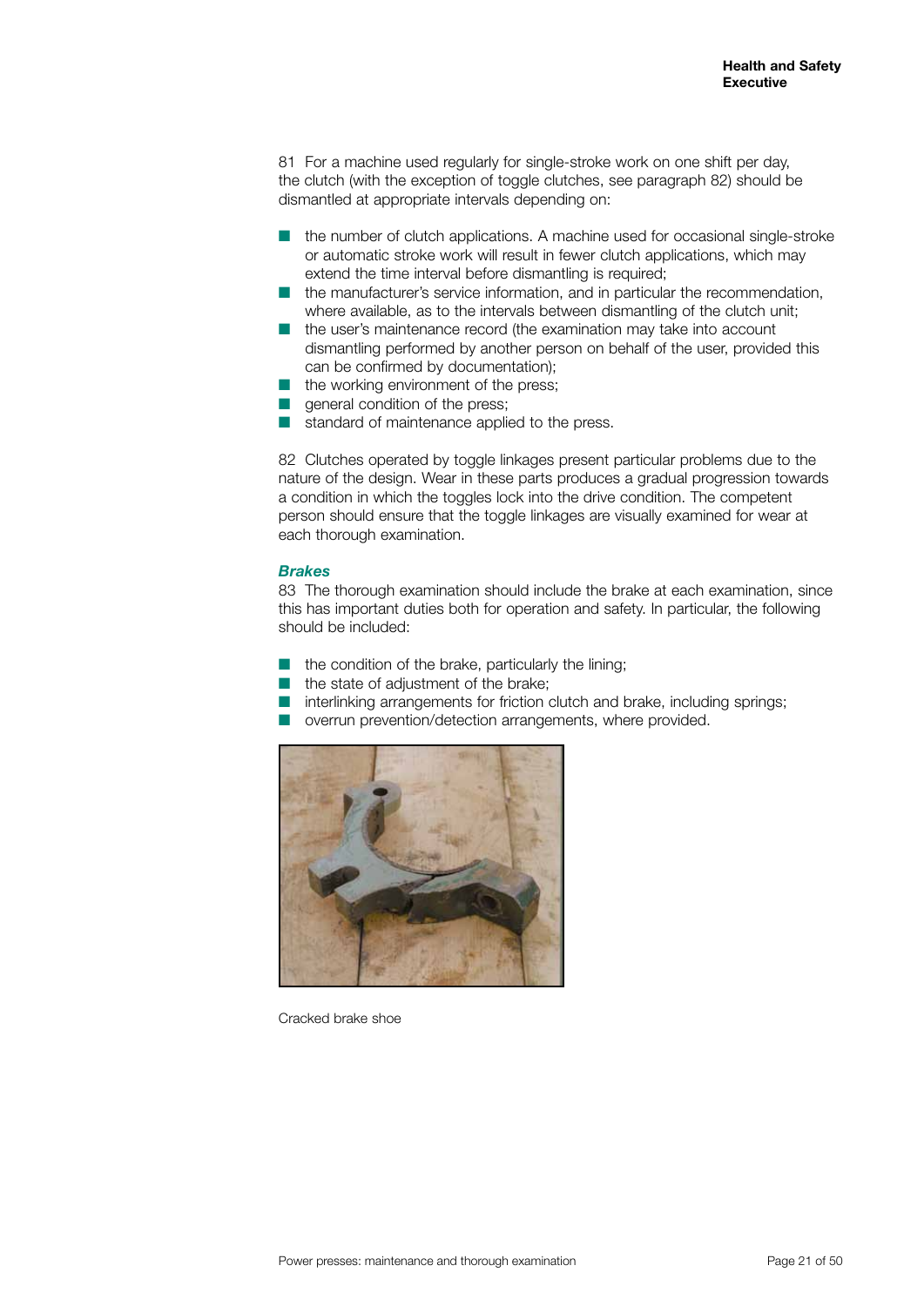81 For a machine used regularly for single-stroke work on one shift per day, the clutch (with the exception of toggle clutches, see paragraph 82) should be dismantled at appropriate intervals depending on:

- the number of clutch applications. A machine used for occasional single-stroke or automatic stroke work will result in fewer clutch applications, which may extend the time interval before dismantling is required;
- the manufacturer's service information, and in particular the recommendation, where available, as to the intervals between dismantling of the clutch unit;
- the user's maintenance record (the examination may take into account dismantling performed by another person on behalf of the user, provided this can be confirmed by documentation);
- the working environment of the press;
- general condition of the press;
- standard of maintenance applied to the press.

82 Clutches operated by toggle linkages present particular problems due to the nature of the design. Wear in these parts produces a gradual progression towards a condition in which the toggles lock into the drive condition. The competent person should ensure that the toggle linkages are visually examined for wear at each thorough examination.

### *Brakes*

83 The thorough examination should include the brake at each examination, since this has important duties both for operation and safety. In particular, the following should be included:

- the condition of the brake, particularly the lining;
- the state of adjustment of the brake;
- interlinking arrangements for friction clutch and brake, including springs;
- overrun prevention/detection arrangements, where provided.

Cracked brake shoe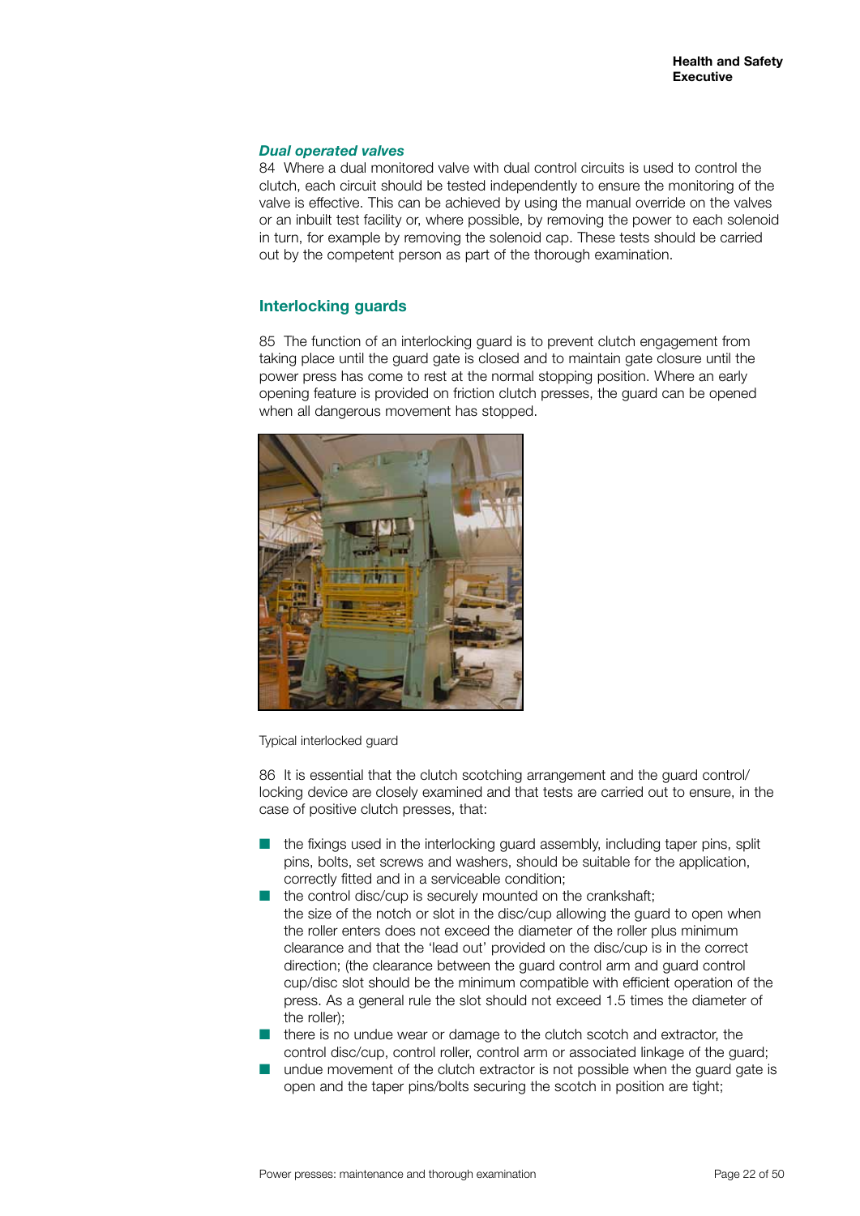### *Dual operated valves*

84 Where a dual monitored valve with dual control circuits is used to control the clutch, each circuit should be tested independently to ensure the monitoring of the valve is effective. This can be achieved by using the manual override on the valves or an inbuilt test facility or, where possible, by removing the power to each solenoid in turn, for example by removing the solenoid cap. These tests should be carried out by the competent person as part of the thorough examination.

## Interlocking guards

85 The function of an interlocking guard is to prevent clutch engagement from taking place until the guard gate is closed and to maintain gate closure until the power press has come to rest at the normal stopping position. Where an early opening feature is provided on friction clutch presses, the guard can be opened when all dangerous movement has stopped.

Typical interlocked guard

86 It is essential that the clutch scotching arrangement and the guard control/locking device are closely examined and that tests are carried out to ensure, in the case of positive clutch presses, that:

- the fixings used in the interlocking guard assembly, including taper pins, split pins, bolts, set screws and washers, should be suitable for the application, correctly fitted and in a serviceable condition;
- the control disc/cup is securely mounted on the crankshaft;
  the size of the notch or slot in the disc/cup allowing the guard to open when the roller enters does not exceed the diameter of the roller plus minimum clearance and that the 'lead out' provided on the disc/cup is in the correct direction; (the clearance between the guard control arm and guard control cup/disc slot should be the minimum compatible with efficient operation of the press. As a general rule the slot should not exceed 1.5 times the diameter of the roller);
- there is no undue wear or damage to the clutch scotch and extractor, the control disc/cup, control roller, control arm or associated linkage of the guard;
- undue movement of the clutch extractor is not possible when the guard gate is open and the taper pins/bolts securing the scotch in position are tight;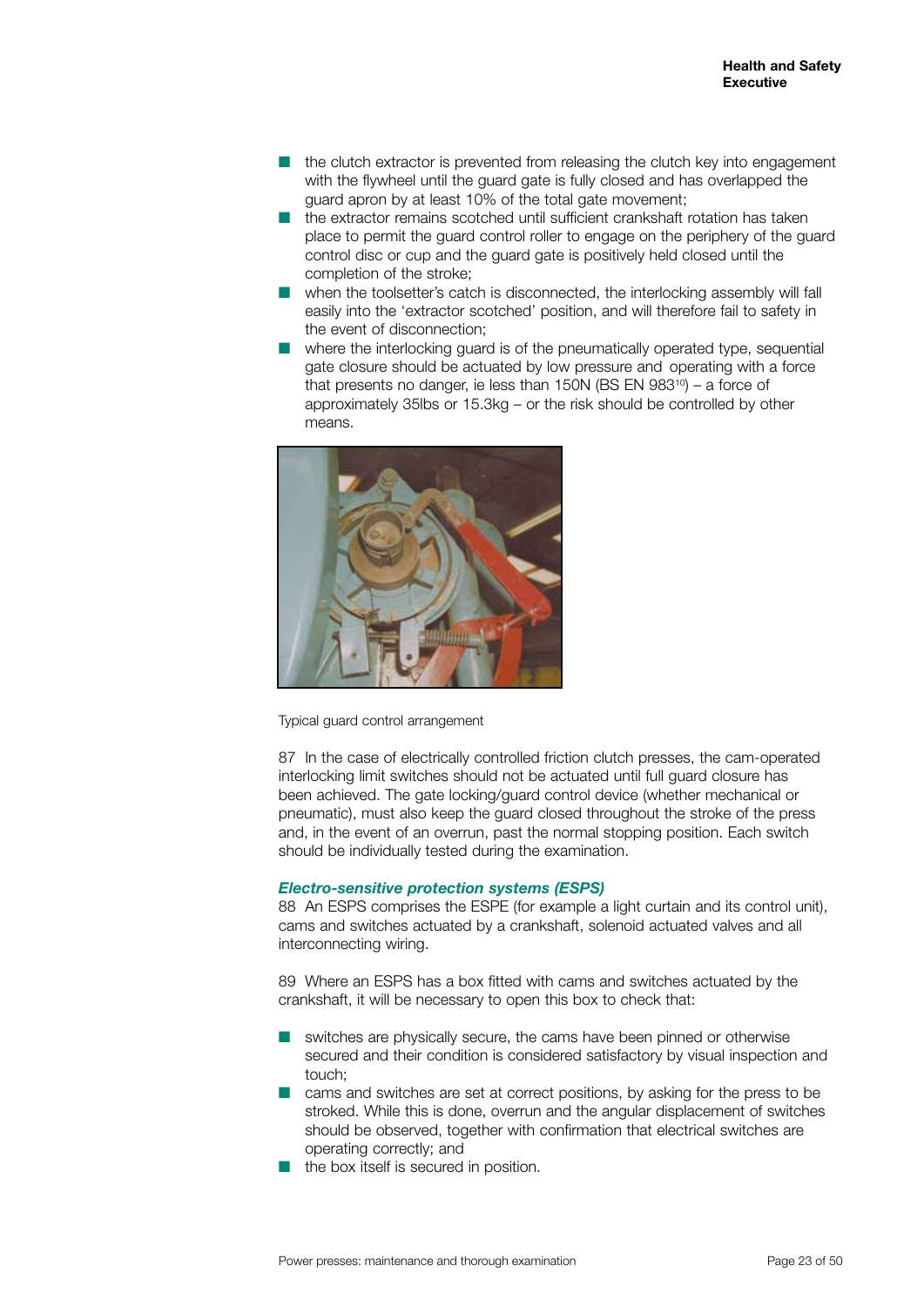- the clutch extractor is prevented from releasing the clutch key into engagement with the flywheel until the guard gate is fully closed and has overlapped the guard apron by at least 10% of the total gate movement;
- the extractor remains scotched until sufficient crankshaft rotation has taken place to permit the guard control roller to engage on the periphery of the guard control disc or cup and the guard gate is positively held closed until the completion of the stroke;
- when the toolsetter's catch is disconnected, the interlocking assembly will fall easily into the 'extractor scotched' position, and will therefore fail to safety in the event of disconnection;
- where the interlocking guard is of the pneumatically operated type, sequential gate closure should be actuated by low pressure and operating with a force that presents no danger, ie less than 150N (BS EN 983[10]) – a force of approximately 35lbs or 15.3kg – or the risk should be controlled by other means.

Typical guard control arrangement

87 In the case of electrically controlled friction clutch presses, the cam-operated interlocking limit switches should not be actuated until full guard closure has been achieved. The gate locking/guard control device (whether mechanical or pneumatic), must also keep the guard closed throughout the stroke of the press and, in the event of an overrun, past the normal stopping position. Each switch should be individually tested during the examination.

### *Electro-sensitive protection systems (ESPS)*

88 An ESPS comprises the ESPE (for example a light curtain and its control unit), cams and switches actuated by a crankshaft, solenoid actuated valves and all interconnecting wiring.

89 Where an ESPS has a box fitted with cams and switches actuated by the crankshaft, it will be necessary to open this box to check that:

- switches are physically secure, the cams have been pinned or otherwise secured and their condition is considered satisfactory by visual inspection and touch;
- cams and switches are set at correct positions, by asking for the press to be stroked. While this is done, overrun and the angular displacement of switches should be observed, together with confirmation that electrical switches are operating correctly; and
- the box itself is secured in position.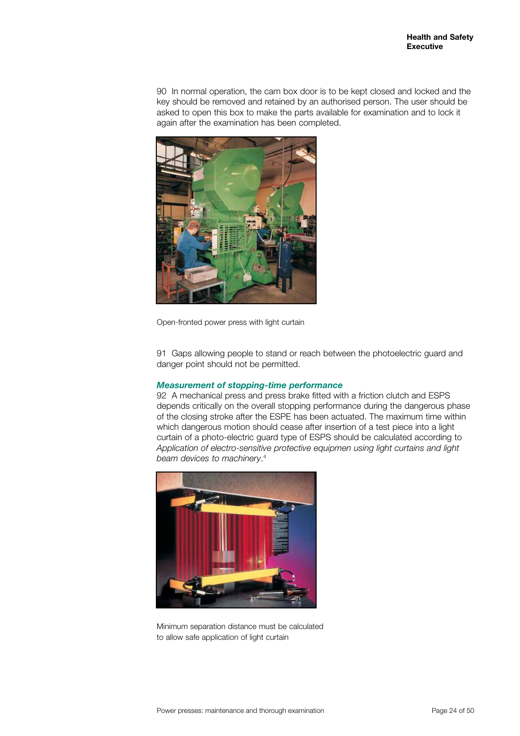90 In normal operation, the cam box door is to be kept closed and locked and the key should be removed and retained by an authorised person. The user should be asked to open this box to make the parts available for examination and to lock it again after the examination has been completed.

Open-fronted power press with light curtain

91 Gaps allowing people to stand or reach between the photoelectric guard and danger point should not be permitted.

### *Measurement of stopping-time performance*

92 A mechanical press and press brake fitted with a friction clutch and ESPS depends critically on the overall stopping performance during the dangerous phase of the closing stroke after the ESPE has been actuated. The maximum time within which dangerous motion should cease after insertion of a test piece into a light curtain of a photo-electric guard type of ESPS should be calculated according to *Application of electro-sensitive protective equipmen using light curtains and light beam devices to machinery*.[4]

Minimum separation distance must be calculated to allow safe application of light curtain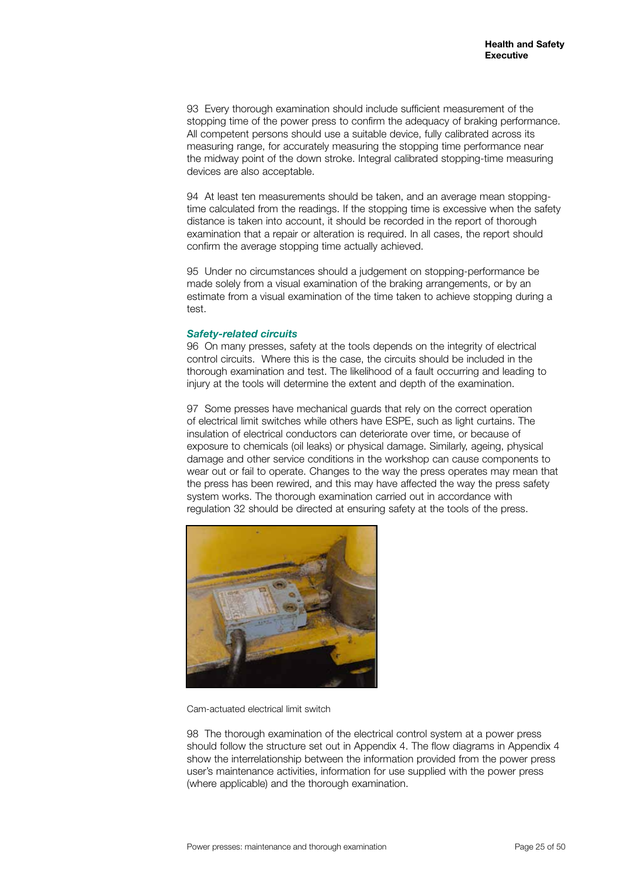93 Every thorough examination should include sufficient measurement of the stopping time of the power press to confirm the adequacy of braking performance. All competent persons should use a suitable device, fully calibrated across its measuring range, for accurately measuring the stopping time performance near the midway point of the down stroke. Integral calibrated stopping-time measuring devices are also acceptable.

94 At least ten measurements should be taken, and an average mean stopping-time calculated from the readings. If the stopping time is excessive when the safety distance is taken into account, it should be recorded in the report of thorough examination that a repair or alteration is required. In all cases, the report should confirm the average stopping time actually achieved.

95 Under no circumstances should a judgement on stopping-performance be made solely from a visual examination of the braking arrangements, or by an estimate from a visual examination of the time taken to achieve stopping during a test.

### *Safety-related circuits*

96 On many presses, safety at the tools depends on the integrity of electrical control circuits. Where this is the case, the circuits should be included in the thorough examination and test. The likelihood of a fault occurring and leading to injury at the tools will determine the extent and depth of the examination.

97 Some presses have mechanical guards that rely on the correct operation of electrical limit switches while others have ESPE, such as light curtains. The insulation of electrical conductors can deteriorate over time, or because of exposure to chemicals (oil leaks) or physical damage. Similarly, ageing, physical damage and other service conditions in the workshop can cause components to wear out or fail to operate. Changes to the way the press operates may mean that the press has been rewired, and this may have affected the way the press safety system works. The thorough examination carried out in accordance with regulation 32 should be directed at ensuring safety at the tools of the press.

Cam-actuated electrical limit switch

98 The thorough examination of the electrical control system at a power press should follow the structure set out in Appendix 4. The flow diagrams in Appendix 4 show the interrelationship between the information provided from the power press user's maintenance activities, information for use supplied with the power press (where applicable) and the thorough examination.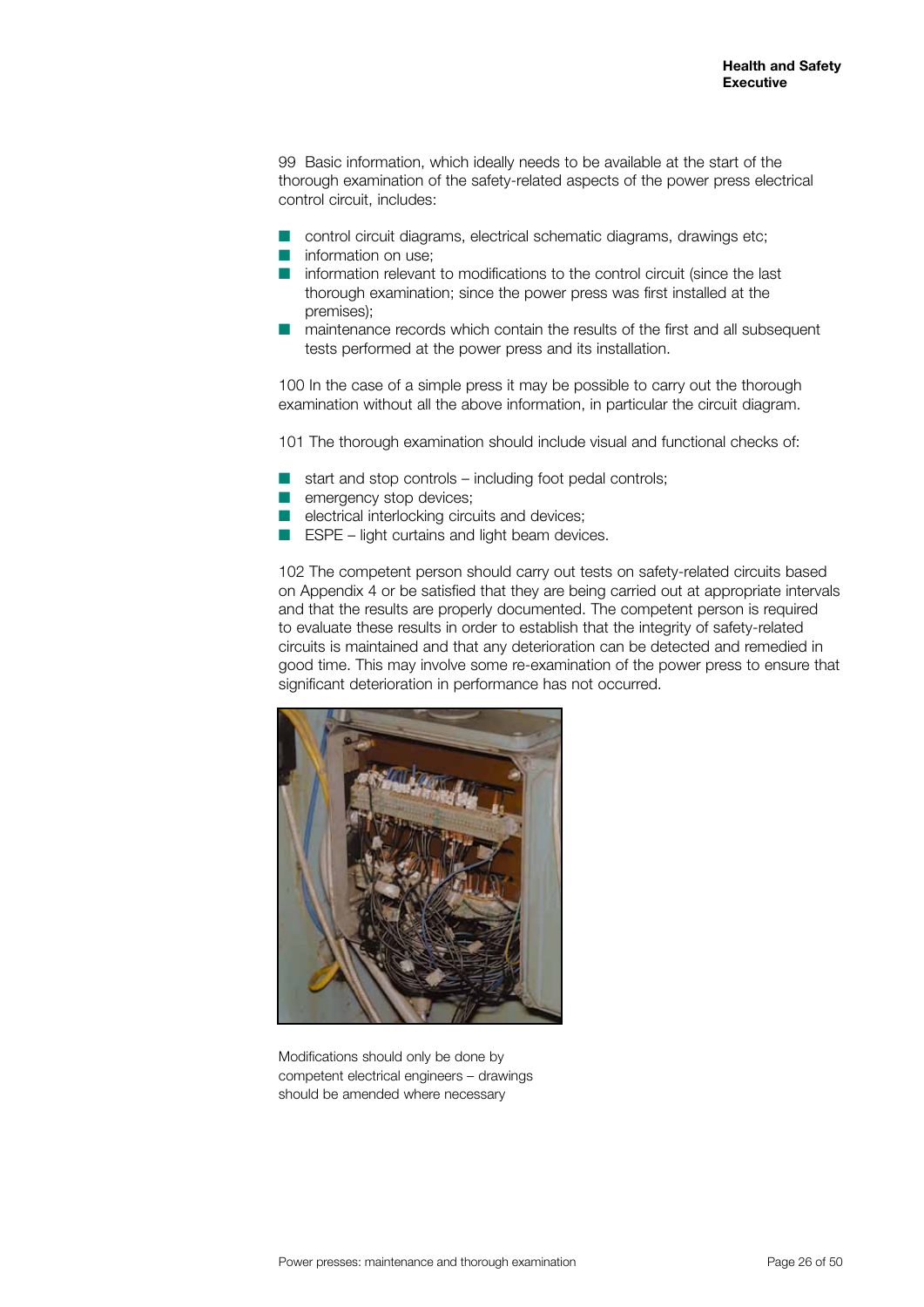99 Basic information, which ideally needs to be available at the start of the thorough examination of the safety-related aspects of the power press electrical control circuit, includes:

- control circuit diagrams, electrical schematic diagrams, drawings etc;
- information on use;
- information relevant to modifications to the control circuit (since the last thorough examination; since the power press was first installed at the premises);
- maintenance records which contain the results of the first and all subsequent tests performed at the power press and its installation.

100 In the case of a simple press it may be possible to carry out the thorough examination without all the above information, in particular the circuit diagram.

101 The thorough examination should include visual and functional checks of:

- start and stop controls – including foot pedal controls;
- emergency stop devices;
- electrical interlocking circuits and devices;
- ESPE – light curtains and light beam devices.

102 The competent person should carry out tests on safety-related circuits based on Appendix 4 or be satisfied that they are being carried out at appropriate intervals and that the results are properly documented. The competent person is required to evaluate these results in order to establish that the integrity of safety-related circuits is maintained and that any deterioration can be detected and remedied in good time. This may involve some re-examination of the power press to ensure that significant deterioration in performance has not occurred.

Modifications should only be done by competent electrical engineers – drawings should be amended where necessary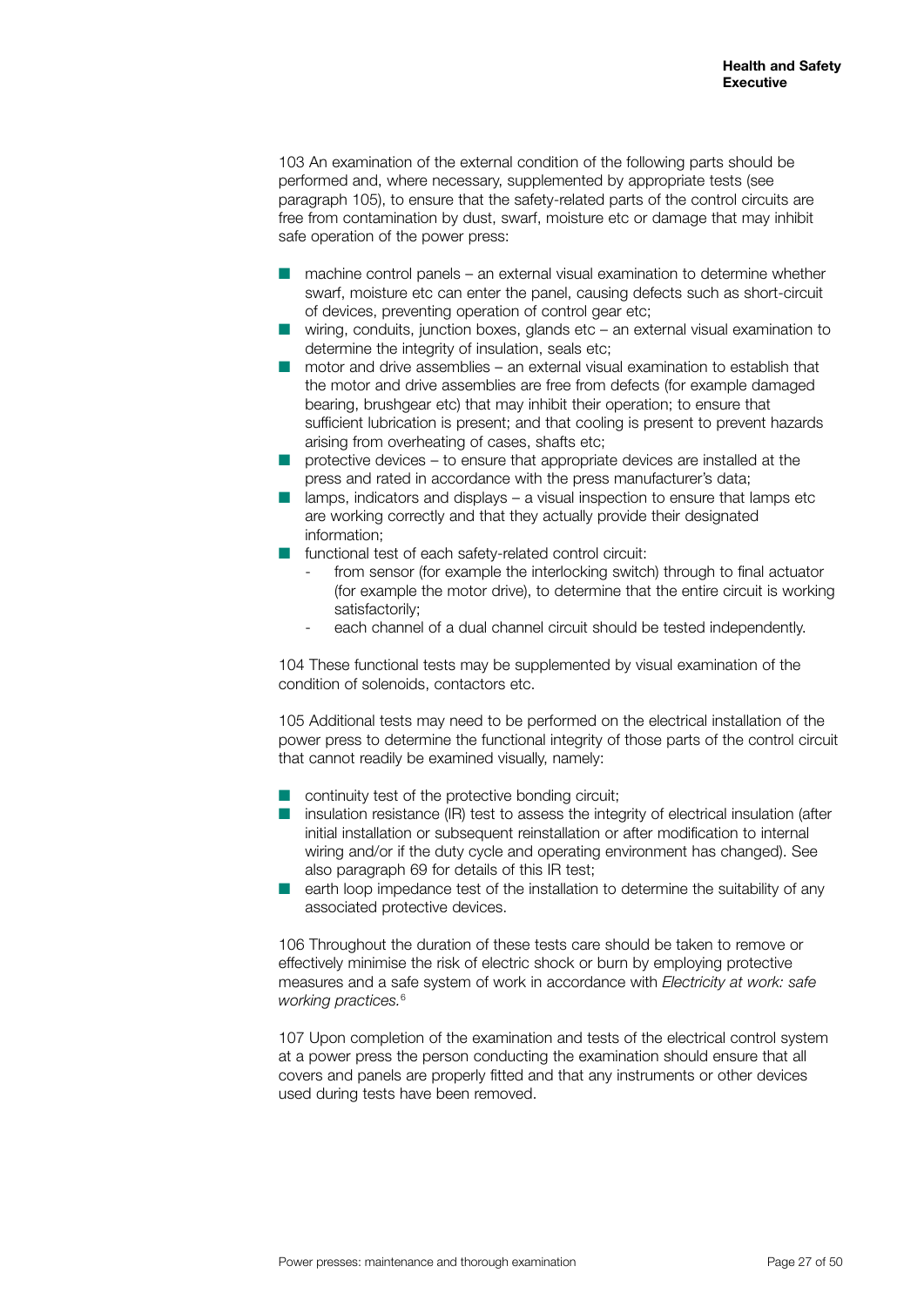103 An examination of the external condition of the following parts should be performed and, where necessary, supplemented by appropriate tests (see paragraph 105), to ensure that the safety-related parts of the control circuits are free from contamination by dust, swarf, moisture etc or damage that may inhibit safe operation of the power press:

- machine control panels – an external visual examination to determine whether swarf, moisture etc can enter the panel, causing defects such as short-circuit of devices, preventing operation of control gear etc;
- wiring, conduits, junction boxes, glands etc – an external visual examination to determine the integrity of insulation, seals etc;
- motor and drive assemblies – an external visual examination to establish that the motor and drive assemblies are free from defects (for example damaged bearing, brushgear etc) that may inhibit their operation; to ensure that sufficient lubrication is present; and that cooling is present to prevent hazards arising from overheating of cases, shafts etc;
- protective devices – to ensure that appropriate devices are installed at the press and rated in accordance with the press manufacturer's data;
- lamps, indicators and displays – a visual inspection to ensure that lamps etc are working correctly and that they actually provide their designated information;
- functional test of each safety-related control circuit:
  - from sensor (for example the interlocking switch) through to final actuator (for example the motor drive), to determine that the entire circuit is working satisfactorily;
  - each channel of a dual channel circuit should be tested independently.

104 These functional tests may be supplemented by visual examination of the condition of solenoids, contactors etc.

105 Additional tests may need to be performed on the electrical installation of the power press to determine the functional integrity of those parts of the control circuit that cannot readily be examined visually, namely:

- continuity test of the protective bonding circuit;
- insulation resistance (IR) test to assess the integrity of electrical insulation (after initial installation or subsequent reinstallation or after modification to internal wiring and/or if the duty cycle and operating environment has changed). See also paragraph 69 for details of this IR test;
- earth loop impedance test of the installation to determine the suitability of any associated protective devices.

106 Throughout the duration of these tests care should be taken to remove or effectively minimise the risk of electric shock or burn by employing protective measures and a safe system of work in accordance with *Electricity at work: safe working practices.*[6]

107 Upon completion of the examination and tests of the electrical control system at a power press the person conducting the examination should ensure that all covers and panels are properly fitted and that any instruments or other devices used during tests have been removed.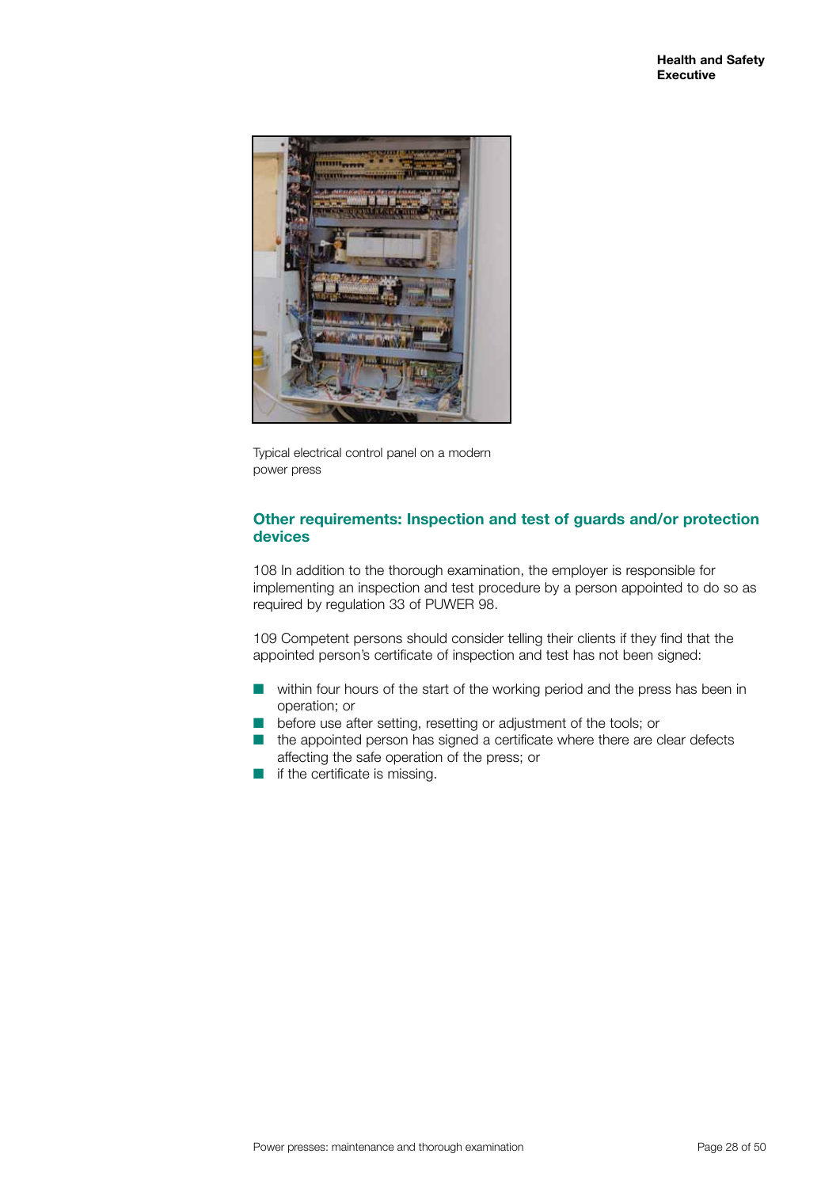Typical electrical control panel on a modern power press

## Other requirements: Inspection and test of guards and/or protection devices

108 In addition to the thorough examination, the employer is responsible for implementing an inspection and test procedure by a person appointed to do so as required by regulation 33 of PUWER 98.

109 Competent persons should consider telling their clients if they find that the appointed person's certificate of inspection and test has not been signed:

- within four hours of the start of the working period and the press has been in operation; or
- before use after setting, resetting or adjustment of the tools; or
- the appointed person has signed a certificate where there are clear defects affecting the safe operation of the press; or
- if the certificate is missing.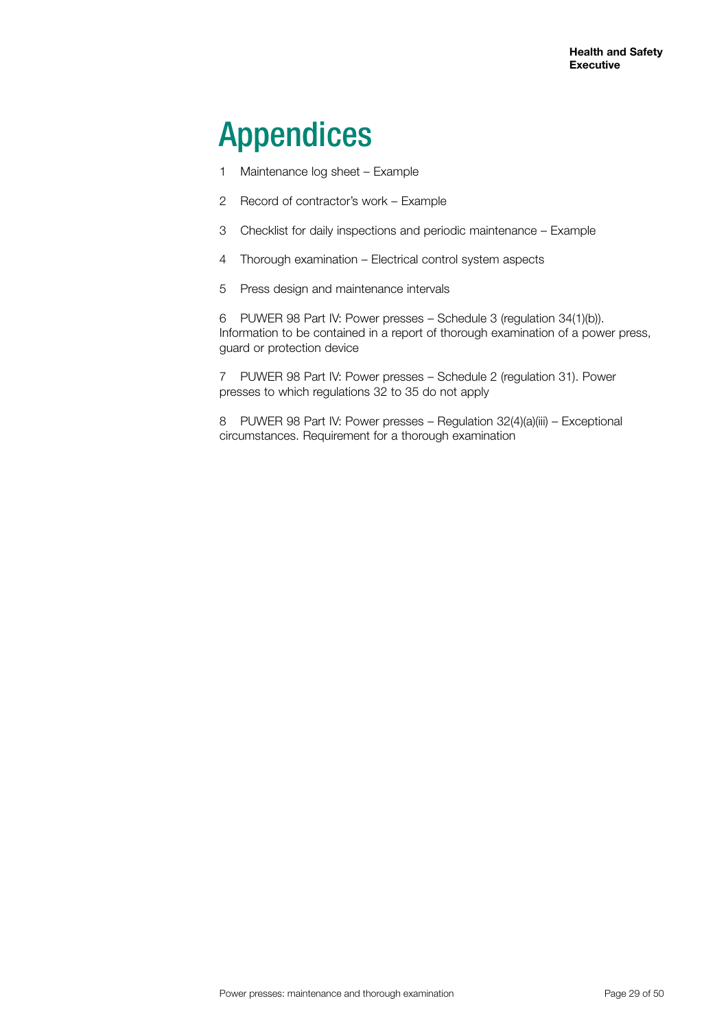# Appendices

1 Maintenance log sheet – Example

2 Record of contractor's work – Example

3 Checklist for daily inspections and periodic maintenance – Example

4 Thorough examination – Electrical control system aspects

5 Press design and maintenance intervals

6 PUWER 98 Part IV: Power presses – Schedule 3 (regulation 34(1)(b)). Information to be contained in a report of thorough examination of a power press, guard or protection device

7 PUWER 98 Part IV: Power presses – Schedule 2 (regulation 31). Power presses to which regulations 32 to 35 do not apply

8 PUWER 98 Part IV: Power presses – Regulation 32(4)(a)(iii) – Exceptional circumstances. Requirement for a thorough examination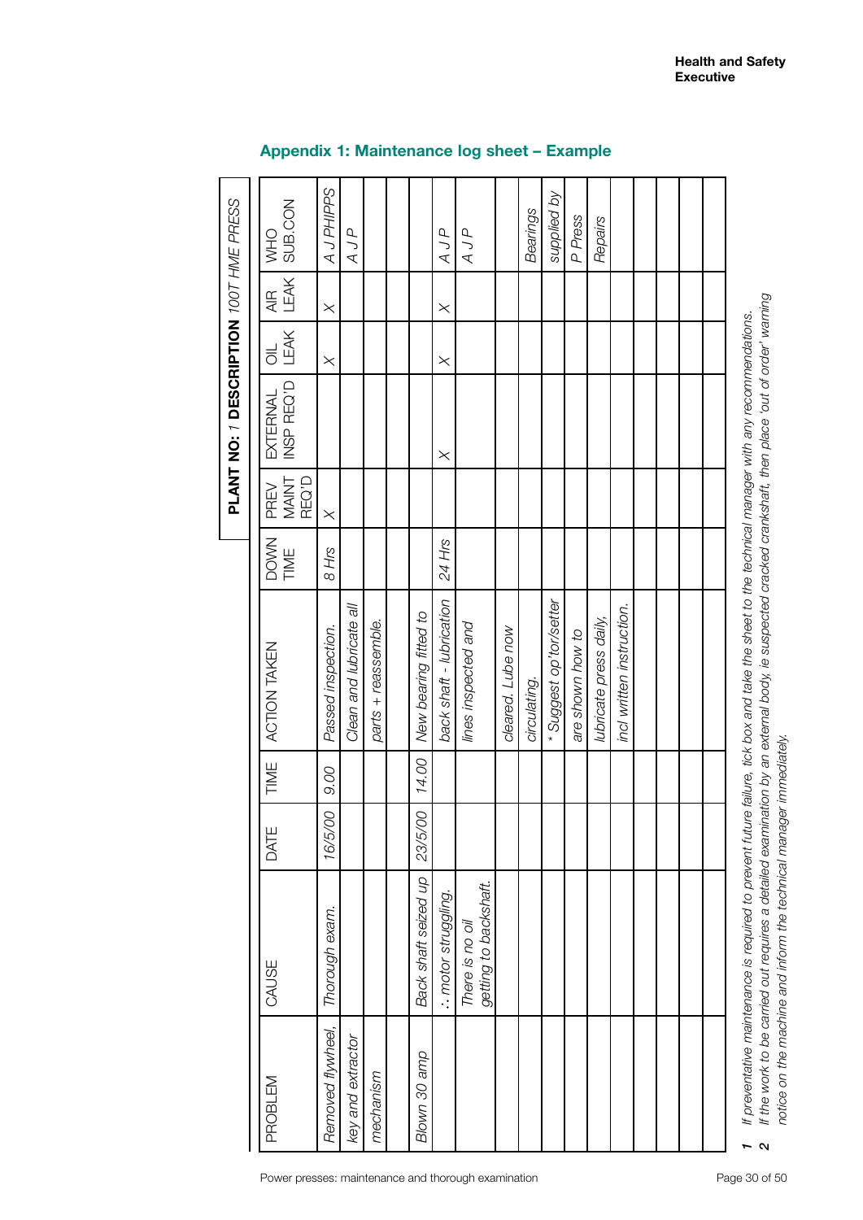## Appendix 1: Maintenance log sheet – Example

**PLANT NO:** *1* **DESCRIPTION** *100T HME PRESS*

| PROBLEM | CAUSE | DATE | TIME | ACTION TAKEN | DOWN TIME | PREV MAINT REQ'D | EXTERNAL INSP REQ'D | OIL LEAK | AIR LEAK | WHO SUB.CON |
|---|---|---|---|---|---|---|---|---|---|---|
| *Removed flywheel,* | *Thorough exam.* | *16/5/00* | *9.00* | *Passed inspection.* | *8 Hrs* | × | | × | × | *A J PHIPPS* |
| *key and extractor* | | | | *Clean and lubricate all* | | | | | | *A J P* |
| *mechanism* | | | | *parts + reassemble.* | | | | | | |
| | | | | | | | | | | |
| *Blown 30 amp* | *Back shaft seized up* | *23/5/00* | *14.00* | *New bearing fitted to* | | | | | | |
| | *∴ motor struggling.* | | | *back shaft - lubrication* | *24 Hrs* | | × | × | × | *A J P* |
| | *There is no oil getting to backshaft.* | | | *lines inspected and* | | | | | | *A J P* |
| | | | | *cleared. Lube now* | | | | | | |
| | | | | *circulating.* | | | | | | *Bearings* |
| | | | | *\* Suggest op'tor/setter* | | | | | | *supplied by* |
| | | | | *are shown how to* | | | | | | *P Press* |
| | | | | *lubricate press daily,* | | | | | | *Repairs* |
| | | | | *incl written instruction.* | | | | | | |
| | | | | | | | | | | |
| | | | | | | | | | | |
| | | | | | | | | | | |
| | | | | | | | | | | |

**1** *If preventative maintenance is required to prevent future failure, tick box and take the sheet to the technical manager with any recommendations.*

**2** *If the work to be carried out requires a detailed examination by an external body, ie suspected cracked crankshaft, then place 'out of order' warning notice on the machine and inform the technical manager immediately.*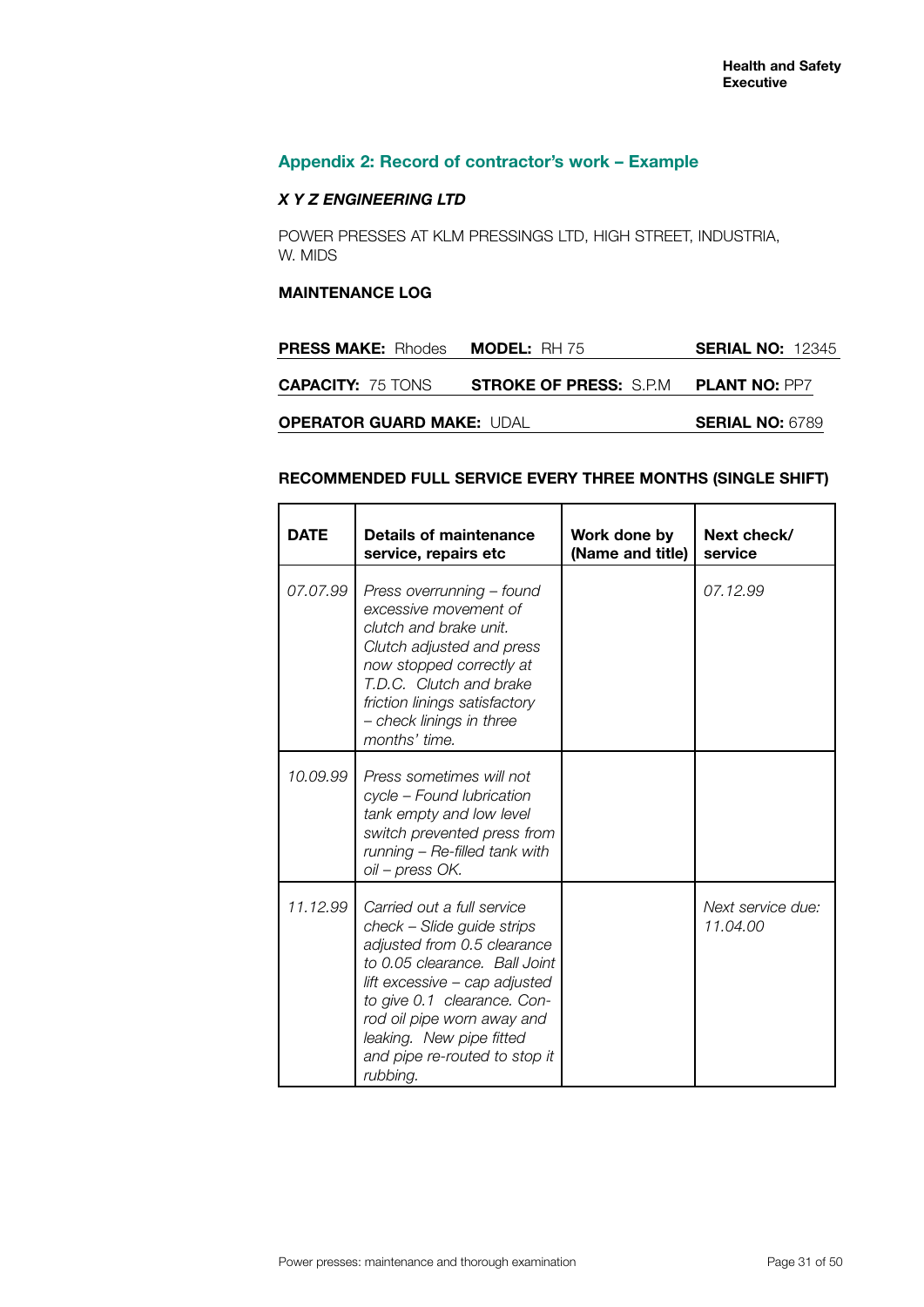## Appendix 2: Record of contractor's work – Example

***X Y Z ENGINEERING LTD***

POWER PRESSES AT KLM PRESSINGS LTD, HIGH STREET, INDUSTRIA, W. MIDS

**MAINTENANCE LOG**

**PRESS MAKE:** Rhodes **MODEL:** RH 75 **SERIAL NO:** 12345

**CAPACITY:** 75 TONS **STROKE OF PRESS:** S.P.M **PLANT NO:** PP7

**OPERATOR GUARD MAKE:** UDAL **SERIAL NO:** 6789

**RECOMMENDED FULL SERVICE EVERY THREE MONTHS (SINGLE SHIFT)**

| DATE | Details of maintenance service, repairs etc | Work done by (Name and title) | Next check/ service |
|---|---|---|---|
| *07.07.99* | *Press overrunning – found excessive movement of clutch and brake unit. Clutch adjusted and press now stopped correctly at T.D.C. Clutch and brake friction linings satisfactory – check linings in three months' time.* | | *07.12.99* |
| *10.09.99* | *Press sometimes will not cycle – Found lubrication tank empty and low level switch prevented press from running – Re-filled tank with oil – press OK.* | | |
| *11.12.99* | *Carried out a full service check – Slide guide strips adjusted from 0.5 clearance to 0.05 clearance. Ball Joint lift excessive – cap adjusted to give 0.1 clearance. Con-rod oil pipe worn away and leaking. New pipe fitted and pipe re-routed to stop it rubbing.* | | *Next service due: 11.04.00* |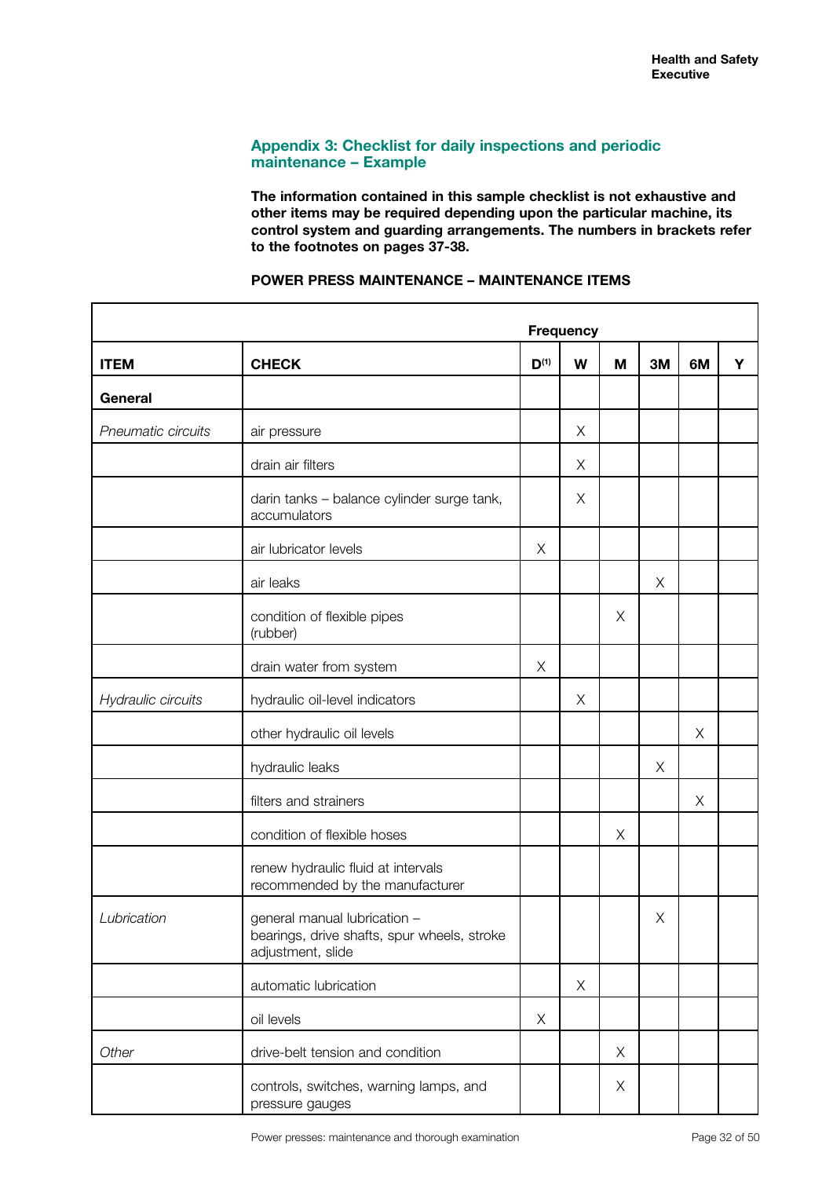## Appendix 3: Checklist for daily inspections and periodic maintenance – Example

**The information contained in this sample checklist is not exhaustive and other items may be required depending upon the particular machine, its control system and guarding arrangements. The numbers in brackets refer to the footnotes on pages 37-38.**

**POWER PRESS MAINTENANCE – MAINTENANCE ITEMS**

| | | Frequency | | | | | |
|---|---|---|---|---|---|---|---|
| **ITEM** | **CHECK** | **D(1)** | **W** | **M** | **3M** | **6M** | **Y** |
| **General** | | | | | | | |
| *Pneumatic circuits* | air pressure | | X | | | | |
| | drain air filters | | X | | | | |
| | darin tanks – balance cylinder surge tank, accumulators | | X | | | | |
| | air lubricator levels | X | | | | | |
| | air leaks | | | | X | | |
| | condition of flexible pipes (rubber) | | | X | | | |
| | drain water from system | X | | | | | |
| *Hydraulic circuits* | hydraulic oil-level indicators | | X | | | | |
| | other hydraulic oil levels | | | | | X | |
| | hydraulic leaks | | | | X | | |
| | filters and strainers | | | | | X | |
| | condition of flexible hoses | | | X | | | |
| | renew hydraulic fluid at intervals recommended by the manufacturer | | | | | | |
| *Lubrication* | general manual lubrication – bearings, drive shafts, spur wheels, stroke adjustment, slide | | | | X | | |
| | automatic lubrication | | X | | | | |
| | oil levels | X | | | | | |
| *Other* | drive-belt tension and condition | | | X | | | |
| | controls, switches, warning lamps, and pressure gauges | | | X | | | |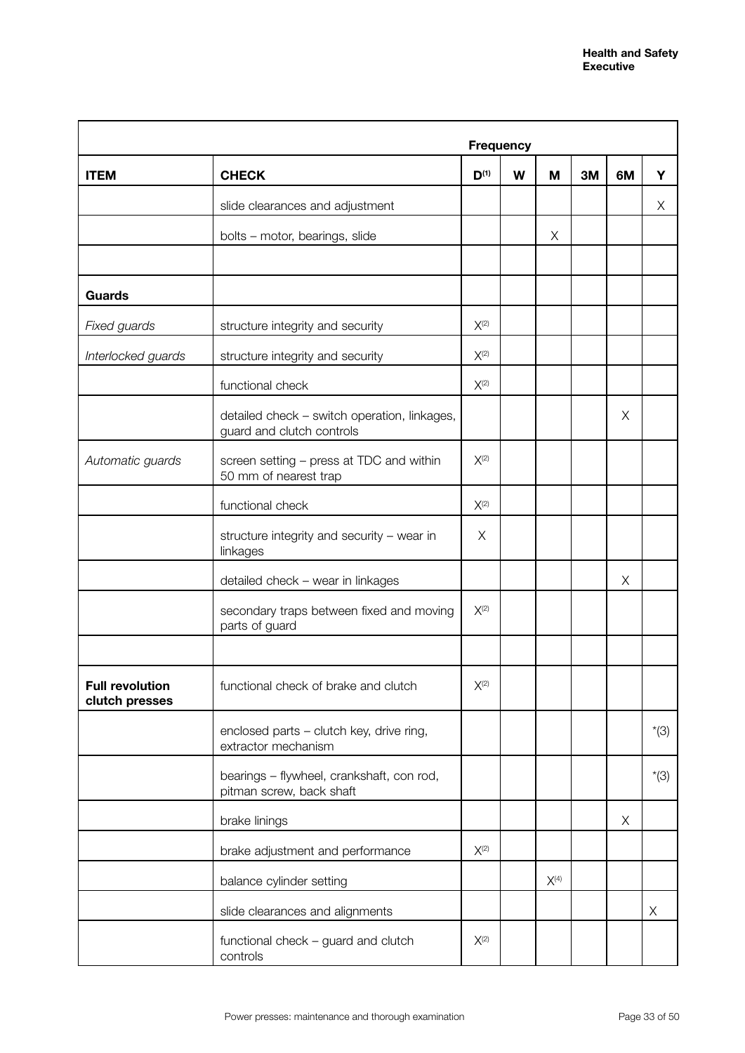| | | Frequency | | | | | |
|---|---|---|---|---|---|---|---|
| **ITEM** | **CHECK** | **D(1)** | **W** | **M** | **3M** | **6M** | **Y** |
| | slide clearances and adjustment | | | | | | X |
| | bolts – motor, bearings, slide | | | X | | | |
| | | | | | | | |
| **Guards** | | | | | | | |
| *Fixed guards* | structure integrity and security | X(2) | | | | | |
| *Interlocked guards* | structure integrity and security | X(2) | | | | | |
| | functional check | X(2) | | | | | |
| | detailed check – switch operation, linkages, guard and clutch controls | | | | | X | |
| *Automatic guards* | screen setting – press at TDC and within 50 mm of nearest trap | X(2) | | | | | |
| | functional check | X(2) | | | | | |
| | structure integrity and security – wear in linkages | X | | | | | |
| | detailed check – wear in linkages | | | | | X | |
| | secondary traps between fixed and moving parts of guard | X(2) | | | | | |
| | | | | | | | |
| **Full revolution clutch presses** | functional check of brake and clutch | X(2) | | | | | |
| | enclosed parts – clutch key, drive ring, extractor mechanism | | | | | | *(3) |
| | bearings – flywheel, crankshaft, con rod, pitman screw, back shaft | | | | | | *(3) |
| | brake linings | | | | | X | |
| | brake adjustment and performance | X(2) | | | | | |
| | balance cylinder setting | | | X(4) | | | |
| | slide clearances and alignments | | | | | | X |
| | functional check – guard and clutch controls | X(2) | | | | | |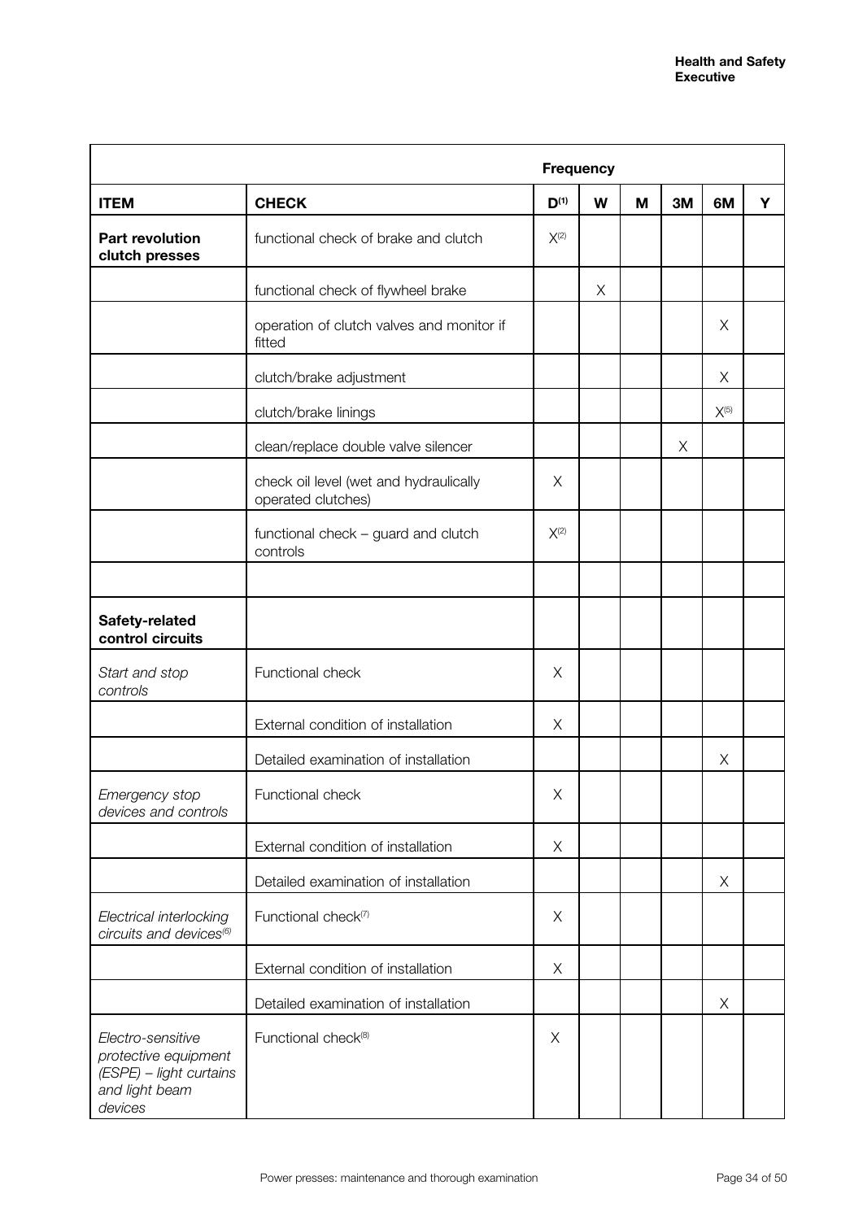| | | Frequency | | | | | |
|---|---|---|---|---|---|---|---|
| **ITEM** | **CHECK** | **D[(1)]** | **W** | **M** | **3M** | **6M** | **Y** |
| **Part revolution clutch presses** | functional check of brake and clutch | X[(2)] | | | | | |
| | functional check of flywheel brake | | X | | | | |
| | operation of clutch valves and monitor if fitted | | | | | X | |
| | clutch/brake adjustment | | | | | X | |
| | clutch/brake linings | | | | | X[(5)] | |
| | clean/replace double valve silencer | | | | X | | |
| | check oil level (wet and hydraulically operated clutches) | X | | | | | |
| | functional check – guard and clutch controls | X[(2)] | | | | | |
| | | | | | | | |
| **Safety-related control circuits** | | | | | | | |
| *Start and stop controls* | Functional check | X | | | | | |
| | External condition of installation | X | | | | | |
| | Detailed examination of installation | | | | | X | |
| *Emergency stop devices and controls* | Functional check | X | | | | | |
| | External condition of installation | X | | | | | |
| | Detailed examination of installation | | | | | X | |
| *Electrical interlocking circuits and devices[(6)]* | Functional check[(7)] | X | | | | | |
| | External condition of installation | X | | | | | |
| | Detailed examination of installation | | | | | X | |
| *Electro-sensitive protective equipment (ESPE) – light curtains and light beam devices* | Functional check[(8)] | X | | | | | |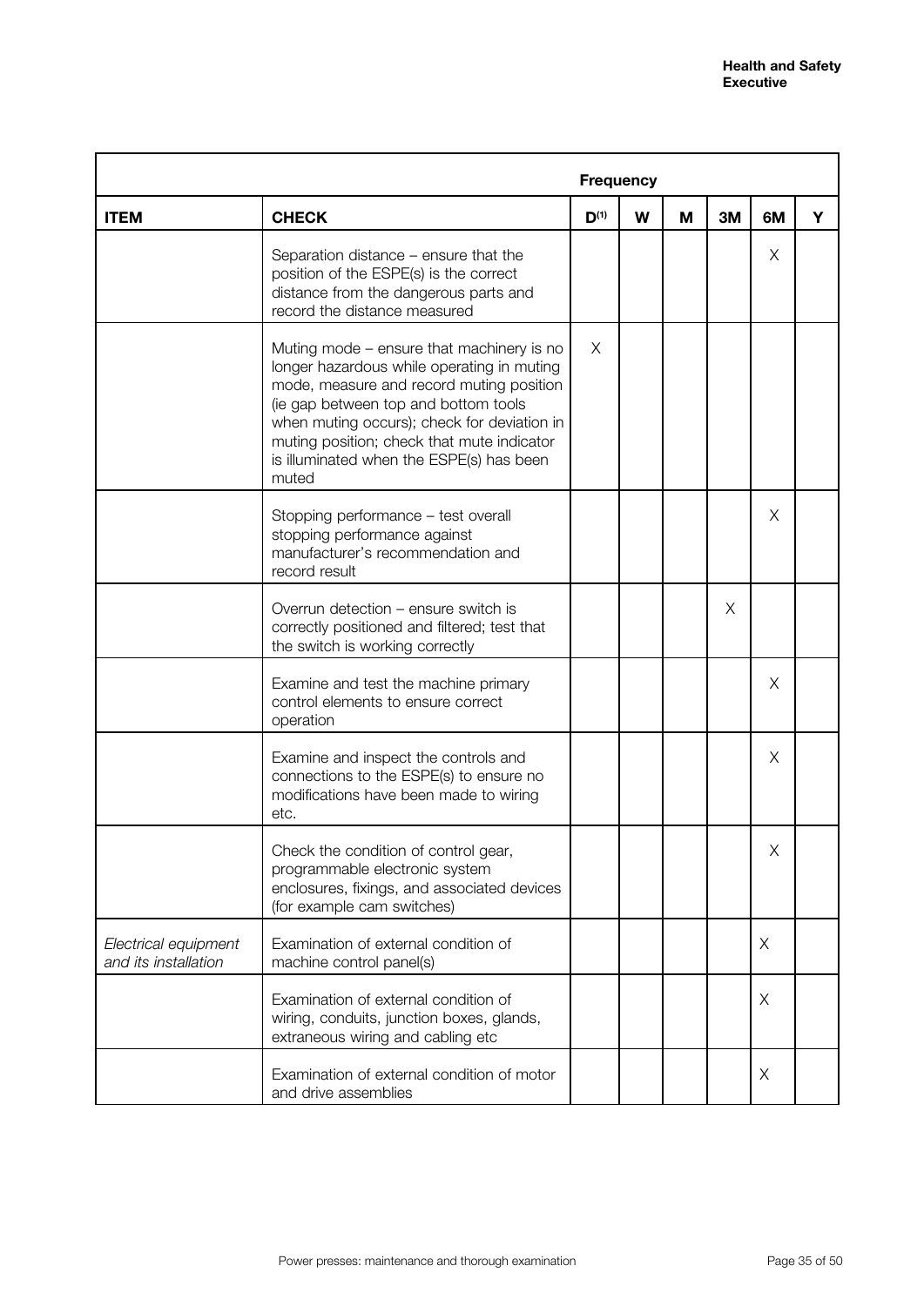| | | Frequency | | | | | |
|---|---|---|---|---|---|---|---|
| **ITEM** | **CHECK** | **D[1]** | **W** | **M** | **3M** | **6M** | **Y** |
| | Separation distance – ensure that the position of the ESPE(s) is the correct distance from the dangerous parts and record the distance measured | | | | | X | |
| | Muting mode – ensure that machinery is no longer hazardous while operating in muting mode, measure and record muting position (ie gap between top and bottom tools when muting occurs); check for deviation in muting position; check that mute indicator is illuminated when the ESPE(s) has been muted | X | | | | | |
| | Stopping performance – test overall stopping performance against manufacturer's recommendation and record result | | | | | X | |
| | Overrun detection – ensure switch is correctly positioned and filtered; test that the switch is working correctly | | | | X | | |
| | Examine and test the machine primary control elements to ensure correct operation | | | | | X | |
| | Examine and inspect the controls and connections to the ESPE(s) to ensure no modifications have been made to wiring etc. | | | | | X | |
| | Check the condition of control gear, programmable electronic system enclosures, fixings, and associated devices (for example cam switches) | | | | | X | |
| *Electrical equipment and its installation* | Examination of external condition of machine control panel(s) | | | | | X | |
| | Examination of external condition of wiring, conduits, junction boxes, glands, extraneous wiring and cabling etc | | | | | X | |
| | Examination of external condition of motor and drive assemblies | | | | | X | |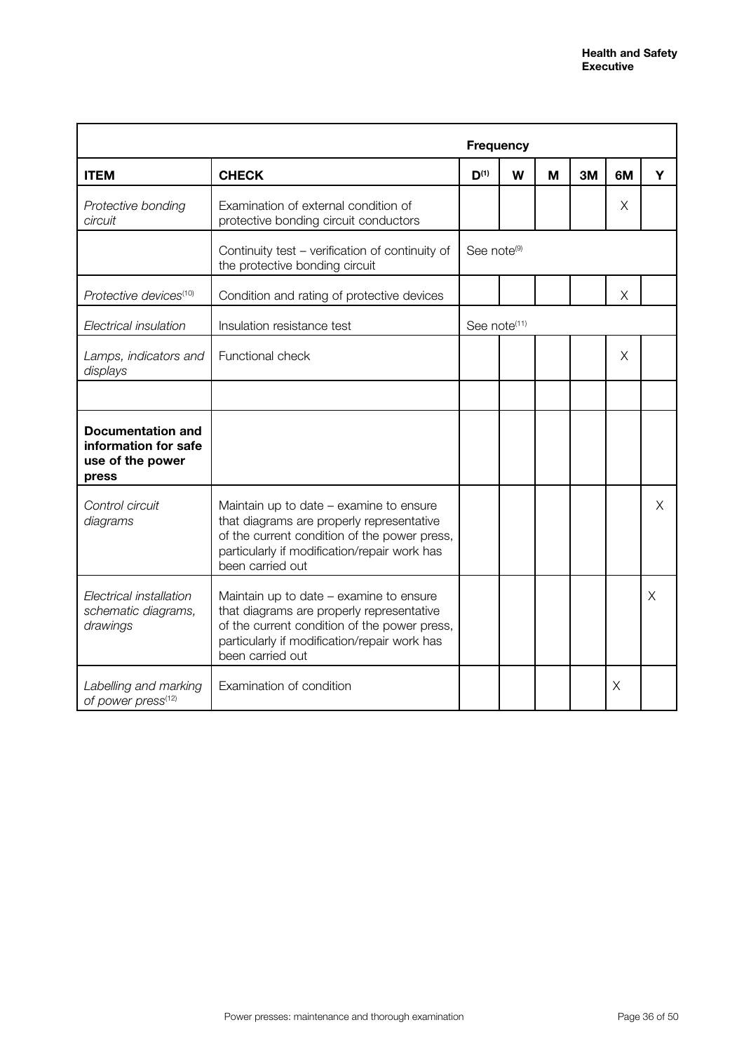| | | Frequency | | | | | |
|---|---|---|---|---|---|---|---|
| **ITEM** | **CHECK** | **D[1]** | **W** | **M** | **3M** | **6M** | **Y** |
| *Protective bonding circuit* | Examination of external condition of protective bonding circuit conductors | | | | | X | |
| | Continuity test – verification of continuity of the protective bonding circuit | See note[9] | | | | | |
| *Protective devices[10]* | Condition and rating of protective devices | | | | | X | |
| *Electrical insulation* | Insulation resistance test | See note[11] | | | | | |
| *Lamps, indicators and displays* | Functional check | | | | | X | |
| | | | | | | | |
| **Documentation and information for safe use of the power press** | | | | | | | |
| *Control circuit diagrams* | Maintain up to date – examine to ensure that diagrams are properly representative of the current condition of the power press, particularly if modification/repair work has been carried out | | | | | | X |
| *Electrical installation schematic diagrams, drawings* | Maintain up to date – examine to ensure that diagrams are properly representative of the current condition of the power press, particularly if modification/repair work has been carried out | | | | | | X |
| *Labelling and marking of power press[12]* | Examination of condition | | | | | X | |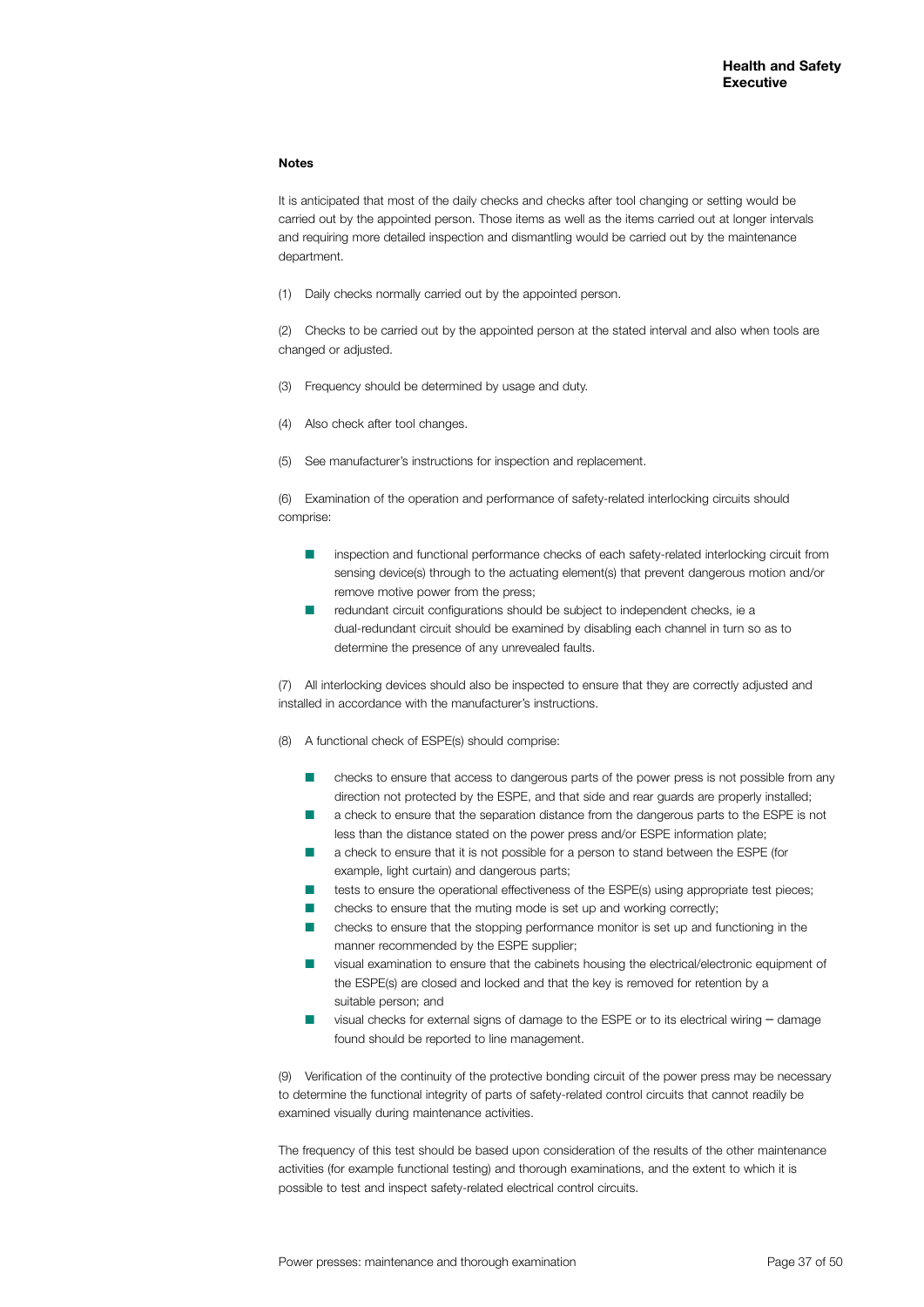**Notes**

It is anticipated that most of the daily checks and checks after tool changing or setting would be carried out by the appointed person. Those items as well as the items carried out at longer intervals and requiring more detailed inspection and dismantling would be carried out by the maintenance department.

(1) Daily checks normally carried out by the appointed person.

(2) Checks to be carried out by the appointed person at the stated interval and also when tools are changed or adjusted.

(3) Frequency should be determined by usage and duty.

(4) Also check after tool changes.

(5) See manufacturer's instructions for inspection and replacement.

(6) Examination of the operation and performance of safety-related interlocking circuits should comprise:

- inspection and functional performance checks of each safety-related interlocking circuit from sensing device(s) through to the actuating element(s) that prevent dangerous motion and/or remove motive power from the press;
- redundant circuit configurations should be subject to independent checks, ie a dual-redundant circuit should be examined by disabling each channel in turn so as to determine the presence of any unrevealed faults.

(7) All interlocking devices should also be inspected to ensure that they are correctly adjusted and installed in accordance with the manufacturer's instructions.

(8) A functional check of ESPE(s) should comprise:

- checks to ensure that access to dangerous parts of the power press is not possible from any direction not protected by the ESPE, and that side and rear guards are properly installed;
- a check to ensure that the separation distance from the dangerous parts to the ESPE is not less than the distance stated on the power press and/or ESPE information plate;
- a check to ensure that it is not possible for a person to stand between the ESPE (for example, light curtain) and dangerous parts;
- tests to ensure the operational effectiveness of the ESPE(s) using appropriate test pieces;
- checks to ensure that the muting mode is set up and working correctly;
- checks to ensure that the stopping performance monitor is set up and functioning in the manner recommended by the ESPE supplier;
- visual examination to ensure that the cabinets housing the electrical/electronic equipment of the ESPE(s) are closed and locked and that the key is removed for retention by a suitable person; and
- visual checks for external signs of damage to the ESPE or to its electrical wiring – damage found should be reported to line management.

(9) Verification of the continuity of the protective bonding circuit of the power press may be necessary to determine the functional integrity of parts of safety-related control circuits that cannot readily be examined visually during maintenance activities.

The frequency of this test should be based upon consideration of the results of the other maintenance activities (for example functional testing) and thorough examinations, and the extent to which it is possible to test and inspect safety-related electrical control circuits.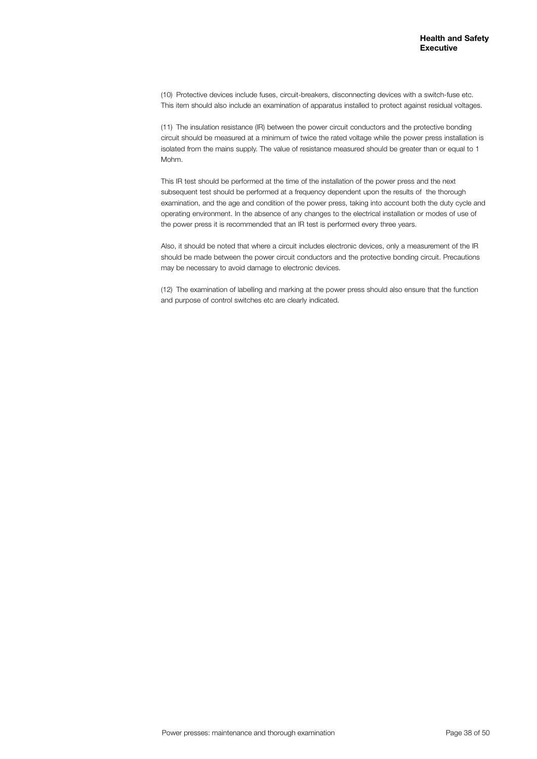(10) Protective devices include fuses, circuit-breakers, disconnecting devices with a switch-fuse etc. This item should also include an examination of apparatus installed to protect against residual voltages.

(11) The insulation resistance (IR) between the power circuit conductors and the protective bonding circuit should be measured at a minimum of twice the rated voltage while the power press installation is isolated from the mains supply. The value of resistance measured should be greater than or equal to 1 Mohm.

This IR test should be performed at the time of the installation of the power press and the next subsequent test should be performed at a frequency dependent upon the results of the thorough examination, and the age and condition of the power press, taking into account both the duty cycle and operating environment. In the absence of any changes to the electrical installation or modes of use of the power press it is recommended that an IR test is performed every three years.

Also, it should be noted that where a circuit includes electronic devices, only a measurement of the IR should be made between the power circuit conductors and the protective bonding circuit. Precautions may be necessary to avoid damage to electronic devices.

(12) The examination of labelling and marking at the power press should also ensure that the function and purpose of control switches etc are clearly indicated.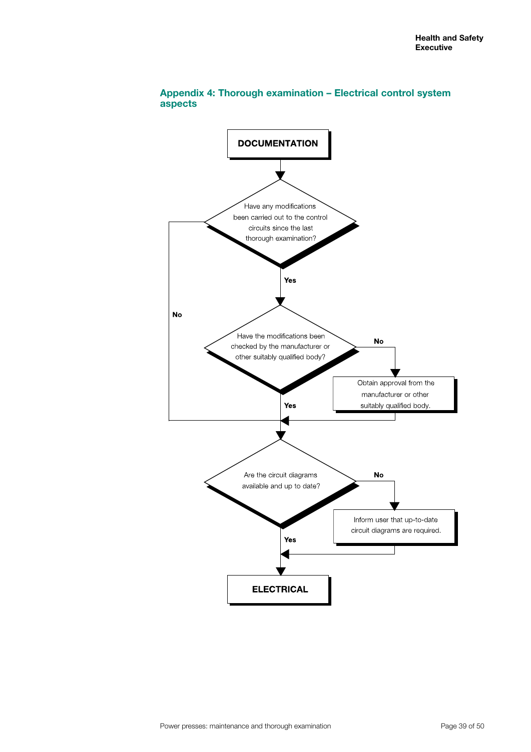## Appendix 4: Thorough examination – Electrical control system aspects

**DOCUMENTATION**

Have any modifications been carried out to the control circuits since the last thorough examination?

**Yes**

**No**

Have the modifications been checked by the manufacturer or other suitably qualified body?

**No**

Obtain approval from the manufacturer or other suitably qualified body.

**Yes**

Are the circuit diagrams available and up to date?

**No**

Inform user that up-to-date circuit diagrams are required.

**Yes**

**ELECTRICAL**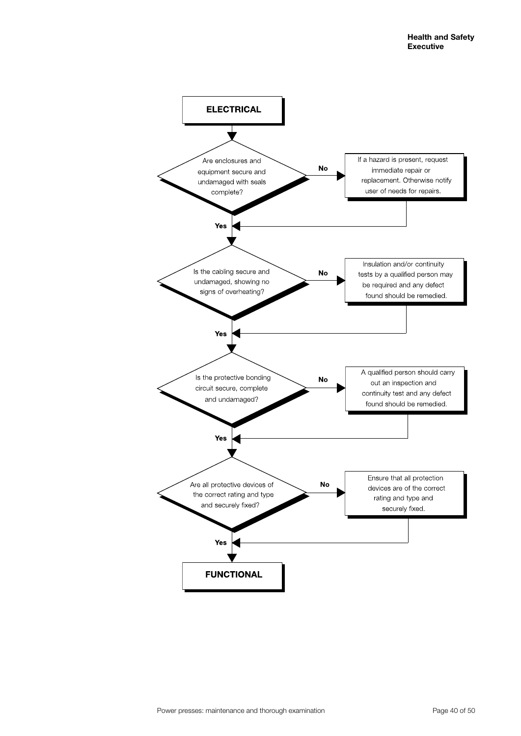**ELECTRICAL**

**Are enclosures and equipment secure and undamaged with seals complete?**

- **No:** If a hazard is present, request immediate repair or replacement. Otherwise notify user of needs for repairs.
- **Yes:** Continue.

**Is the cabling secure and undamaged, showing no signs of overheating?**

- **No:** Insulation and/or continuity tests by a qualified person may be required and any defect found should be remedied.
- **Yes:** Continue.

**Is the protective bonding circuit secure, complete and undamaged?**

- **No:** A qualified person should carry out an inspection and continuity test and any defect found should be remedied.
- **Yes:** Continue.

**Are all protective devices of the correct rating and type and securely fixed?**

- **No:** Ensure that all protection devices are of the correct rating and type and securely fixed.
- **Yes:** Continue.

**FUNCTIONAL**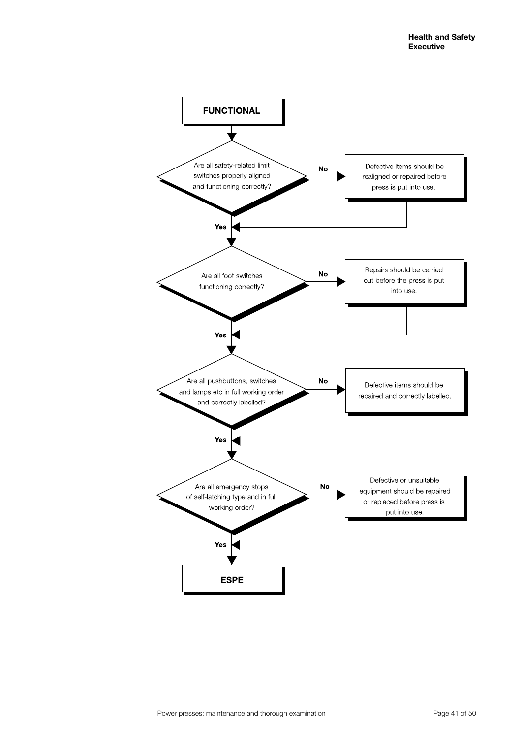**FUNCTIONAL**

Are all safety-related limit switches properly aligned and functioning correctly?

- **No** → Defective items should be realigned or repaired before press is put into use.
- **Yes** ↓

Are all foot switches functioning correctly?

- **No** → Repairs should be carried out before the press is put into use.
- **Yes** ↓

Are all pushbuttons, switches and lamps etc in full working order and correctly labelled?

- **No** → Defective items should be repaired and correctly labelled.
- **Yes** ↓

Are all emergency stops of self-latching type and in full working order?

- **No** → Defective or unsuitable equipment should be repaired or replaced before press is put into use.
- **Yes** ↓

**ESPE**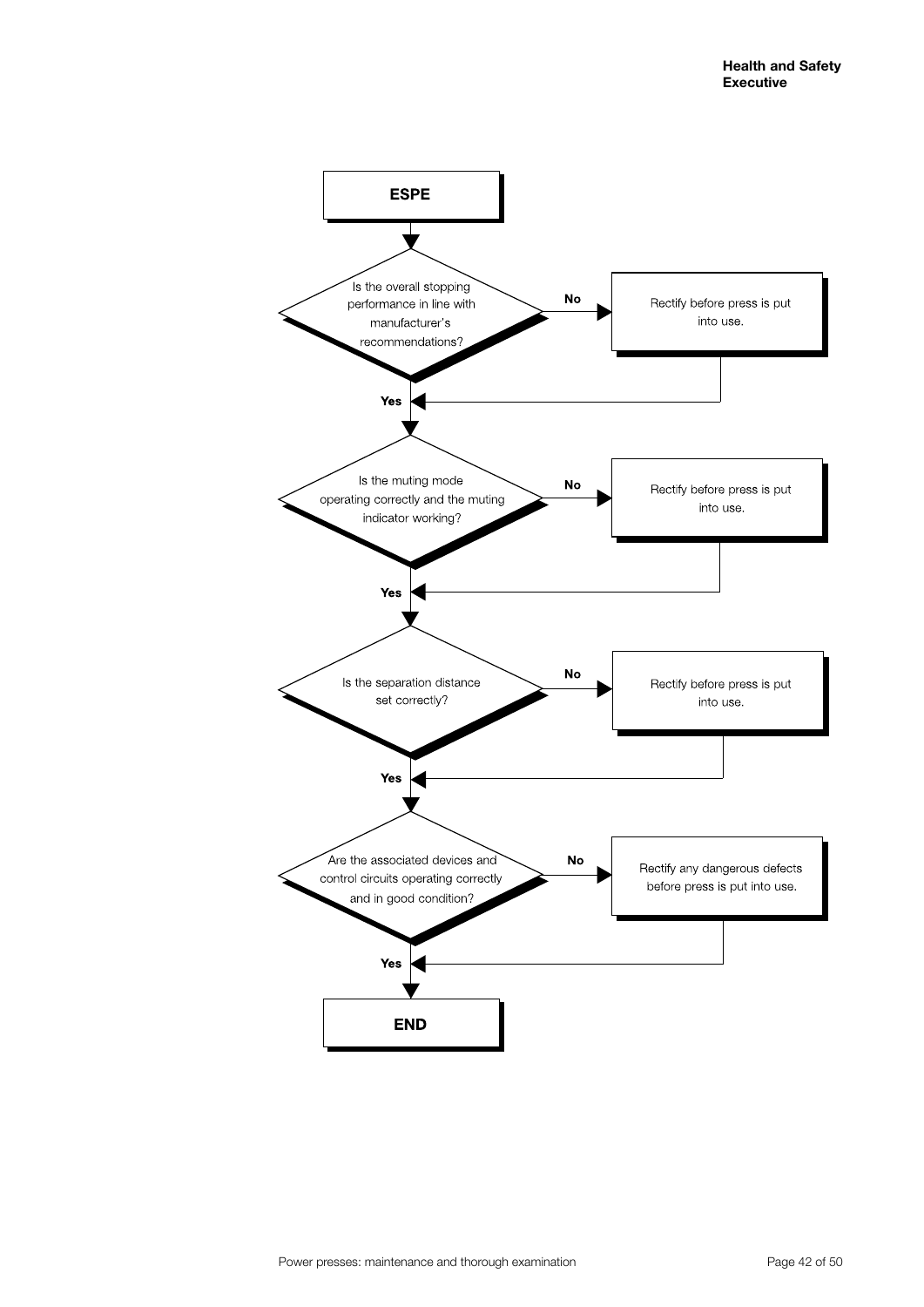**ESPE**

Is the overall stopping performance in line with manufacturer's recommendations?

- **No** → Rectify before press is put into use.
- **Yes** → continue

Is the muting mode operating correctly and the muting indicator working?

- **No** → Rectify before press is put into use.
- **Yes** → continue

Is the separation distance set correctly?

- **No** → Rectify before press is put into use.
- **Yes** → continue

Are the associated devices and control circuits operating correctly and in good condition?

- **No** → Rectify any dangerous defects before press is put into use.
- **Yes** → continue

**END**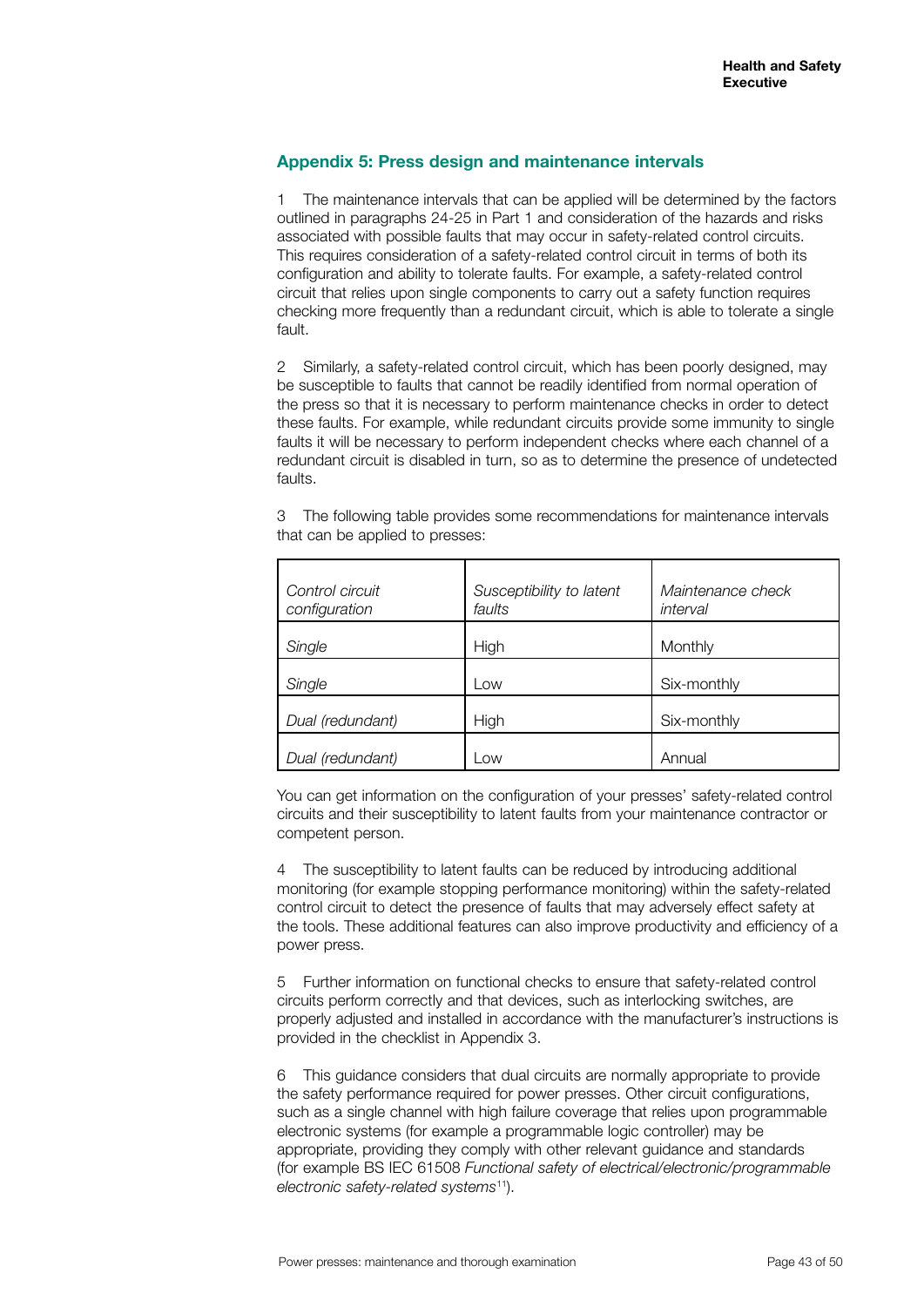## Appendix 5: Press design and maintenance intervals

1 The maintenance intervals that can be applied will be determined by the factors outlined in paragraphs 24-25 in Part 1 and consideration of the hazards and risks associated with possible faults that may occur in safety-related control circuits. This requires consideration of a safety-related control circuit in terms of both its configuration and ability to tolerate faults. For example, a safety-related control circuit that relies upon single components to carry out a safety function requires checking more frequently than a redundant circuit, which is able to tolerate a single fault.

2 Similarly, a safety-related control circuit, which has been poorly designed, may be susceptible to faults that cannot be readily identified from normal operation of the press so that it is necessary to perform maintenance checks in order to detect these faults. For example, while redundant circuits provide some immunity to single faults it will be necessary to perform independent checks where each channel of a redundant circuit is disabled in turn, so as to determine the presence of undetected faults.

3 The following table provides some recommendations for maintenance intervals that can be applied to presses:

| *Control circuit configuration* | *Susceptibility to latent faults* | *Maintenance check interval* |
|---|---|---|
| *Single* | High | Monthly |
| *Single* | Low | Six-monthly |
| *Dual (redundant)* | High | Six-monthly |
| *Dual (redundant)* | Low | Annual |

You can get information on the configuration of your presses' safety-related control circuits and their susceptibility to latent faults from your maintenance contractor or competent person.

4 The susceptibility to latent faults can be reduced by introducing additional monitoring (for example stopping performance monitoring) within the safety-related control circuit to detect the presence of faults that may adversely effect safety at the tools. These additional features can also improve productivity and efficiency of a power press.

5 Further information on functional checks to ensure that safety-related control circuits perform correctly and that devices, such as interlocking switches, are properly adjusted and installed in accordance with the manufacturer's instructions is provided in the checklist in Appendix 3.

6 This guidance considers that dual circuits are normally appropriate to provide the safety performance required for power presses. Other circuit configurations, such as a single channel with high failure coverage that relies upon programmable electronic systems (for example a programmable logic controller) may be appropriate, providing they comply with other relevant guidance and standards (for example BS IEC 61508 *Functional safety of electrical/electronic/programmable electronic safety-related systems*[11]).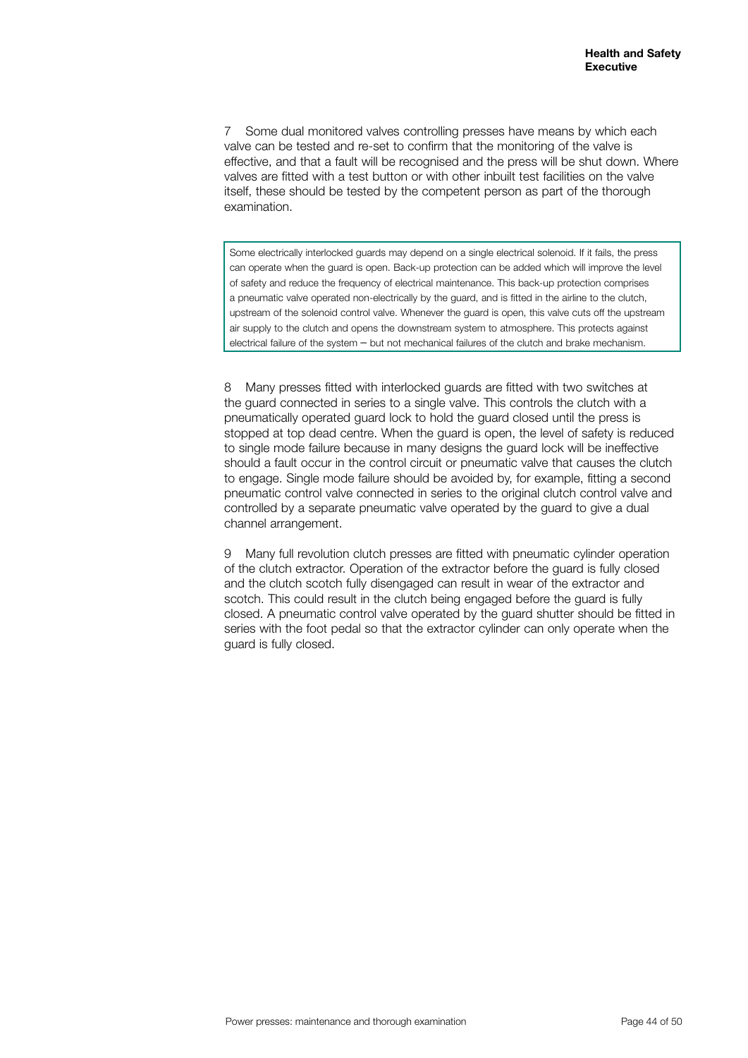7 Some dual monitored valves controlling presses have means by which each valve can be tested and re-set to confirm that the monitoring of the valve is effective, and that a fault will be recognised and the press will be shut down. Where valves are fitted with a test button or with other inbuilt test facilities on the valve itself, these should be tested by the competent person as part of the thorough examination.

> Some electrically interlocked guards may depend on a single electrical solenoid. If it fails, the press can operate when the guard is open. Back-up protection can be added which will improve the level of safety and reduce the frequency of electrical maintenance. This back-up protection comprises a pneumatic valve operated non-electrically by the guard, and is fitted in the airline to the clutch, upstream of the solenoid control valve. Whenever the guard is open, this valve cuts off the upstream air supply to the clutch and opens the downstream system to atmosphere. This protects against electrical failure of the system – but not mechanical failures of the clutch and brake mechanism.

8 Many presses fitted with interlocked guards are fitted with two switches at the guard connected in series to a single valve. This controls the clutch with a pneumatically operated guard lock to hold the guard closed until the press is stopped at top dead centre. When the guard is open, the level of safety is reduced to single mode failure because in many designs the guard lock will be ineffective should a fault occur in the control circuit or pneumatic valve that causes the clutch to engage. Single mode failure should be avoided by, for example, fitting a second pneumatic control valve connected in series to the original clutch control valve and controlled by a separate pneumatic valve operated by the guard to give a dual channel arrangement.

9 Many full revolution clutch presses are fitted with pneumatic cylinder operation of the clutch extractor. Operation of the extractor before the guard is fully closed and the clutch scotch fully disengaged can result in wear of the extractor and scotch. This could result in the clutch being engaged before the guard is fully closed. A pneumatic control valve operated by the guard shutter should be fitted in series with the foot pedal so that the extractor cylinder can only operate when the guard is fully closed.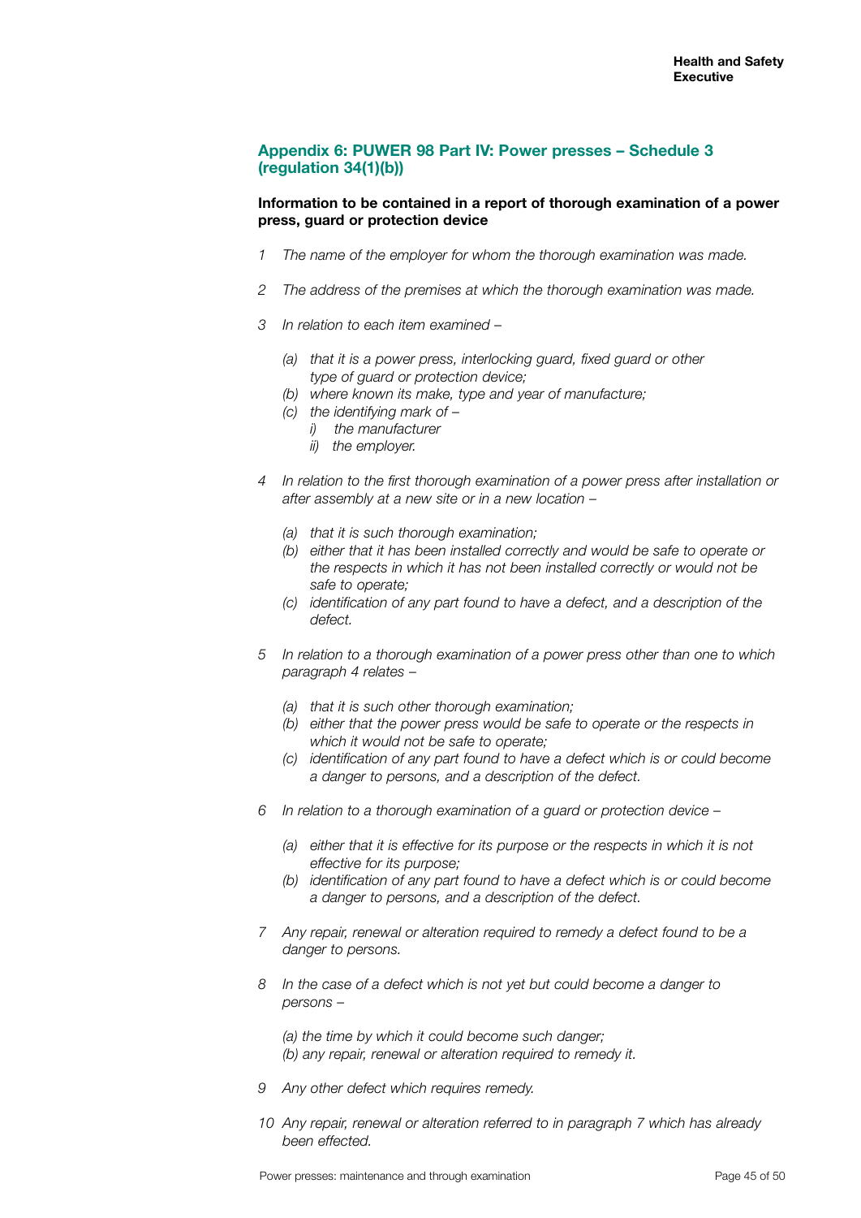## Appendix 6: PUWER 98 Part IV: Power presses – Schedule 3 (regulation 34(1)(b))

**Information to be contained in a report of thorough examination of a power press, guard or protection device**

1 *The name of the employer for whom the thorough examination was made.*

2 *The address of the premises at which the thorough examination was made.*

3 *In relation to each item examined –*

  - *(a) that it is a power press, interlocking guard, fixed guard or other type of guard or protection device;*
  - *(b) where known its make, type and year of manufacture;*
  - *(c) the identifying mark of –*
    - *i) the manufacturer*
    - *ii) the employer.*

4 *In relation to the first thorough examination of a power press after installation or after assembly at a new site or in a new location –*

  - *(a) that it is such thorough examination;*
  - *(b) either that it has been installed correctly and would be safe to operate or the respects in which it has not been installed correctly or would not be safe to operate;*
  - *(c) identification of any part found to have a defect, and a description of the defect.*

5 *In relation to a thorough examination of a power press other than one to which paragraph 4 relates –*

  - *(a) that it is such other thorough examination;*
  - *(b) either that the power press would be safe to operate or the respects in which it would not be safe to operate;*
  - *(c) identification of any part found to have a defect which is or could become a danger to persons, and a description of the defect.*

6 *In relation to a thorough examination of a guard or protection device –*

  - *(a) either that it is effective for its purpose or the respects in which it is not effective for its purpose;*
  - *(b) identification of any part found to have a defect which is or could become a danger to persons, and a description of the defect.*

7 *Any repair, renewal or alteration required to remedy a defect found to be a danger to persons.*

8 *In the case of a defect which is not yet but could become a danger to persons –*

  - *(a) the time by which it could become such danger;*
  - *(b) any repair, renewal or alteration required to remedy it.*

9 *Any other defect which requires remedy.*

10 *Any repair, renewal or alteration referred to in paragraph 7 which has already been effected.*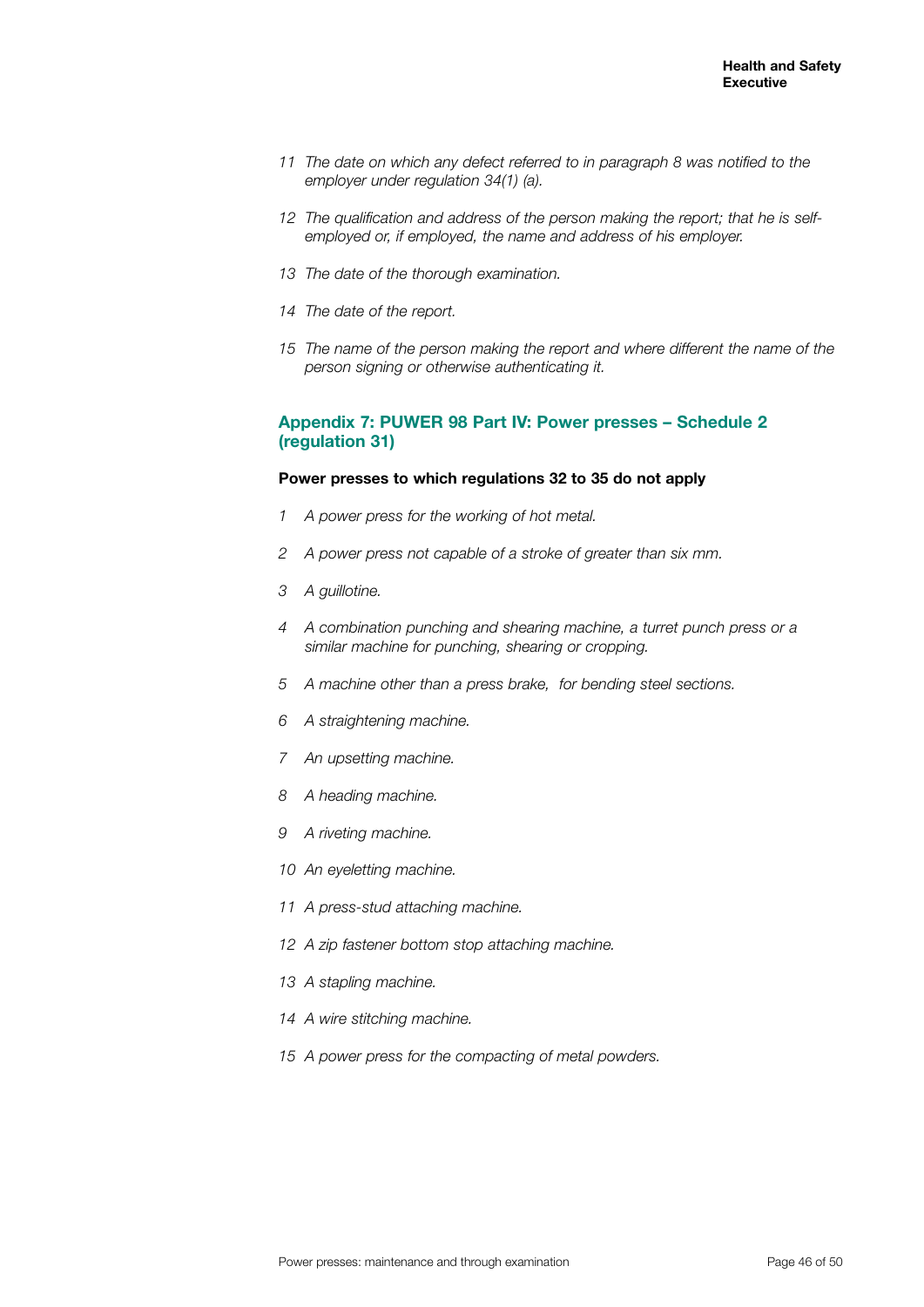*11 The date on which any defect referred to in paragraph 8 was notified to the employer under regulation 34(1) (a).*

*12 The qualification and address of the person making the report; that he is self-employed or, if employed, the name and address of his employer.*

*13 The date of the thorough examination.*

*14 The date of the report.*

*15 The name of the person making the report and where different the name of the person signing or otherwise authenticating it.*

## Appendix 7: PUWER 98 Part IV: Power presses – Schedule 2 (regulation 31)

**Power presses to which regulations 32 to 35 do not apply**

*1 A power press for the working of hot metal.*

*2 A power press not capable of a stroke of greater than six mm.*

*3 A guillotine.*

*4 A combination punching and shearing machine, a turret punch press or a similar machine for punching, shearing or cropping.*

*5 A machine other than a press brake, for bending steel sections.*

*6 A straightening machine.*

*7 An upsetting machine.*

*8 A heading machine.*

*9 A riveting machine.*

*10 An eyeletting machine.*

*11 A press-stud attaching machine.*

*12 A zip fastener bottom stop attaching machine.*

*13 A stapling machine.*

*14 A wire stitching machine.*

*15 A power press for the compacting of metal powders.*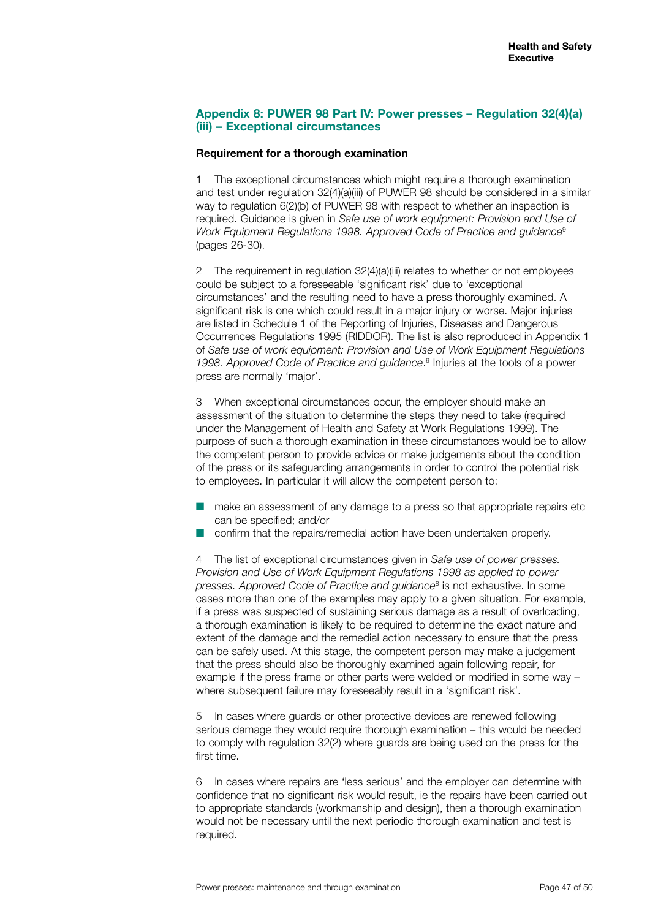## Appendix 8: PUWER 98 Part IV: Power presses – Regulation 32(4)(a)(iii) – Exceptional circumstances

### Requirement for a thorough examination

1 The exceptional circumstances which might require a thorough examination and test under regulation 32(4)(a)(iii) of PUWER 98 should be considered in a similar way to regulation 6(2)(b) of PUWER 98 with respect to whether an inspection is required. Guidance is given in *Safe use of work equipment: Provision and Use of Work Equipment Regulations 1998. Approved Code of Practice and guidance*[9] (pages 26-30).

2 The requirement in regulation 32(4)(a)(iii) relates to whether or not employees could be subject to a foreseeable 'significant risk' due to 'exceptional circumstances' and the resulting need to have a press thoroughly examined. A significant risk is one which could result in a major injury or worse. Major injuries are listed in Schedule 1 of the Reporting of Injuries, Diseases and Dangerous Occurrences Regulations 1995 (RIDDOR). The list is also reproduced in Appendix 1 of *Safe use of work equipment: Provision and Use of Work Equipment Regulations 1998. Approved Code of Practice and guidance*.[9] Injuries at the tools of a power press are normally 'major'.

3 When exceptional circumstances occur, the employer should make an assessment of the situation to determine the steps they need to take (required under the Management of Health and Safety at Work Regulations 1999). The purpose of such a thorough examination in these circumstances would be to allow the competent person to provide advice or make judgements about the condition of the press or its safeguarding arrangements in order to control the potential risk to employees. In particular it will allow the competent person to:

- make an assessment of any damage to a press so that appropriate repairs etc can be specified; and/or
- confirm that the repairs/remedial action have been undertaken properly.

4 The list of exceptional circumstances given in *Safe use of power presses. Provision and Use of Work Equipment Regulations 1998 as applied to power presses. Approved Code of Practice and guidance*[8] is not exhaustive. In some cases more than one of the examples may apply to a given situation. For example, if a press was suspected of sustaining serious damage as a result of overloading, a thorough examination is likely to be required to determine the exact nature and extent of the damage and the remedial action necessary to ensure that the press can be safely used. At this stage, the competent person may make a judgement that the press should also be thoroughly examined again following repair, for example if the press frame or other parts were welded or modified in some way – where subsequent failure may foreseeably result in a 'significant risk'.

5 In cases where guards or other protective devices are renewed following serious damage they would require thorough examination – this would be needed to comply with regulation 32(2) where guards are being used on the press for the first time.

6 In cases where repairs are 'less serious' and the employer can determine with confidence that no significant risk would result, ie the repairs have been carried out to appropriate standards (workmanship and design), then a thorough examination would not be necessary until the next periodic thorough examination and test is required.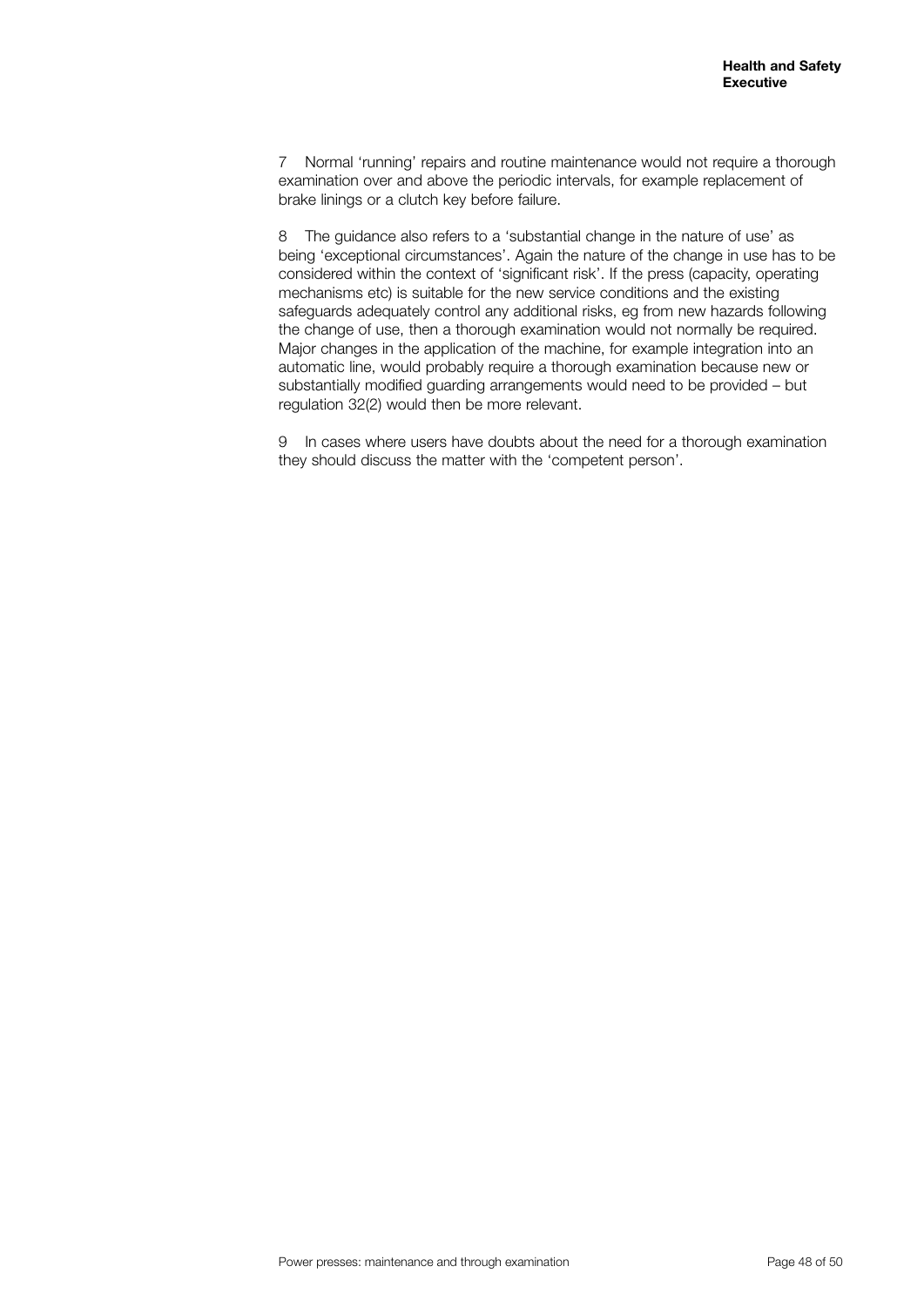7 Normal 'running' repairs and routine maintenance would not require a thorough examination over and above the periodic intervals, for example replacement of brake linings or a clutch key before failure.

8 The guidance also refers to a 'substantial change in the nature of use' as being 'exceptional circumstances'. Again the nature of the change in use has to be considered within the context of 'significant risk'. If the press (capacity, operating mechanisms etc) is suitable for the new service conditions and the existing safeguards adequately control any additional risks, eg from new hazards following the change of use, then a thorough examination would not normally be required. Major changes in the application of the machine, for example integration into an automatic line, would probably require a thorough examination because new or substantially modified guarding arrangements would need to be provided – but regulation 32(2) would then be more relevant.

9 In cases where users have doubts about the need for a thorough examination they should discuss the matter with the 'competent person'.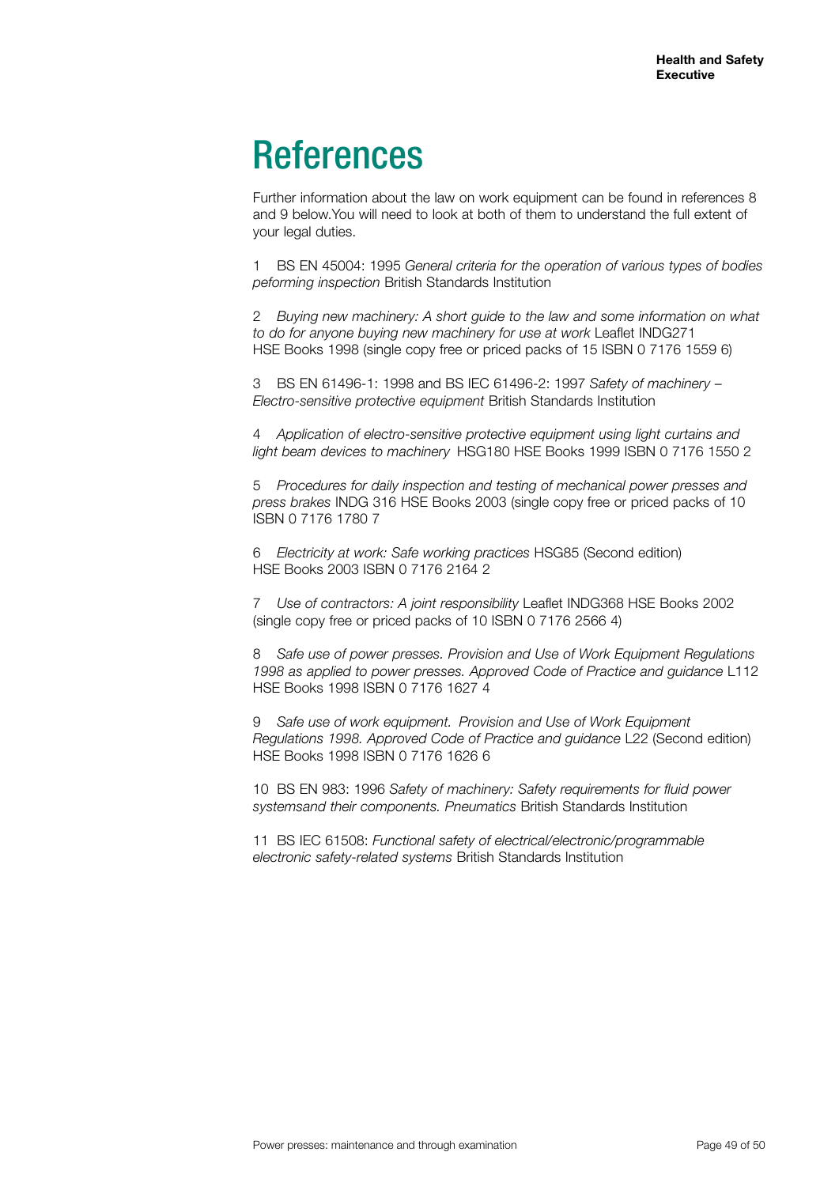# References

Further information about the law on work equipment can be found in references 8 and 9 below.You will need to look at both of them to understand the full extent of your legal duties.

1 BS EN 45004: 1995 *General criteria for the operation of various types of bodies peforming inspection* British Standards Institution

2 *Buying new machinery: A short guide to the law and some information on what to do for anyone buying new machinery for use at work* Leaflet INDG271 HSE Books 1998 (single copy free or priced packs of 15 ISBN 0 7176 1559 6)

3 BS EN 61496-1: 1998 and BS IEC 61496-2: 1997 *Safety of machinery – Electro-sensitive protective equipment* British Standards Institution

4 *Application of electro-sensitive protective equipment using light curtains and light beam devices to machinery* HSG180 HSE Books 1999 ISBN 0 7176 1550 2

5 *Procedures for daily inspection and testing of mechanical power presses and press brakes* INDG 316 HSE Books 2003 (single copy free or priced packs of 10 ISBN 0 7176 1780 7

6 *Electricity at work: Safe working practices* HSG85 (Second edition) HSE Books 2003 ISBN 0 7176 2164 2

7 *Use of contractors: A joint responsibility* Leaflet INDG368 HSE Books 2002 (single copy free or priced packs of 10 ISBN 0 7176 2566 4)

8 *Safe use of power presses. Provision and Use of Work Equipment Regulations 1998 as applied to power presses. Approved Code of Practice and guidance* L112 HSE Books 1998 ISBN 0 7176 1627 4

9 *Safe use of work equipment. Provision and Use of Work Equipment Regulations 1998. Approved Code of Practice and guidance* L22 (Second edition) HSE Books 1998 ISBN 0 7176 1626 6

10 BS EN 983: 1996 *Safety of machinery: Safety requirements for fluid power systemsand their components. Pneumatics* British Standards Institution

11 BS IEC 61508: *Functional safety of electrical/electronic/programmable electronic safety-related systems* British Standards Institution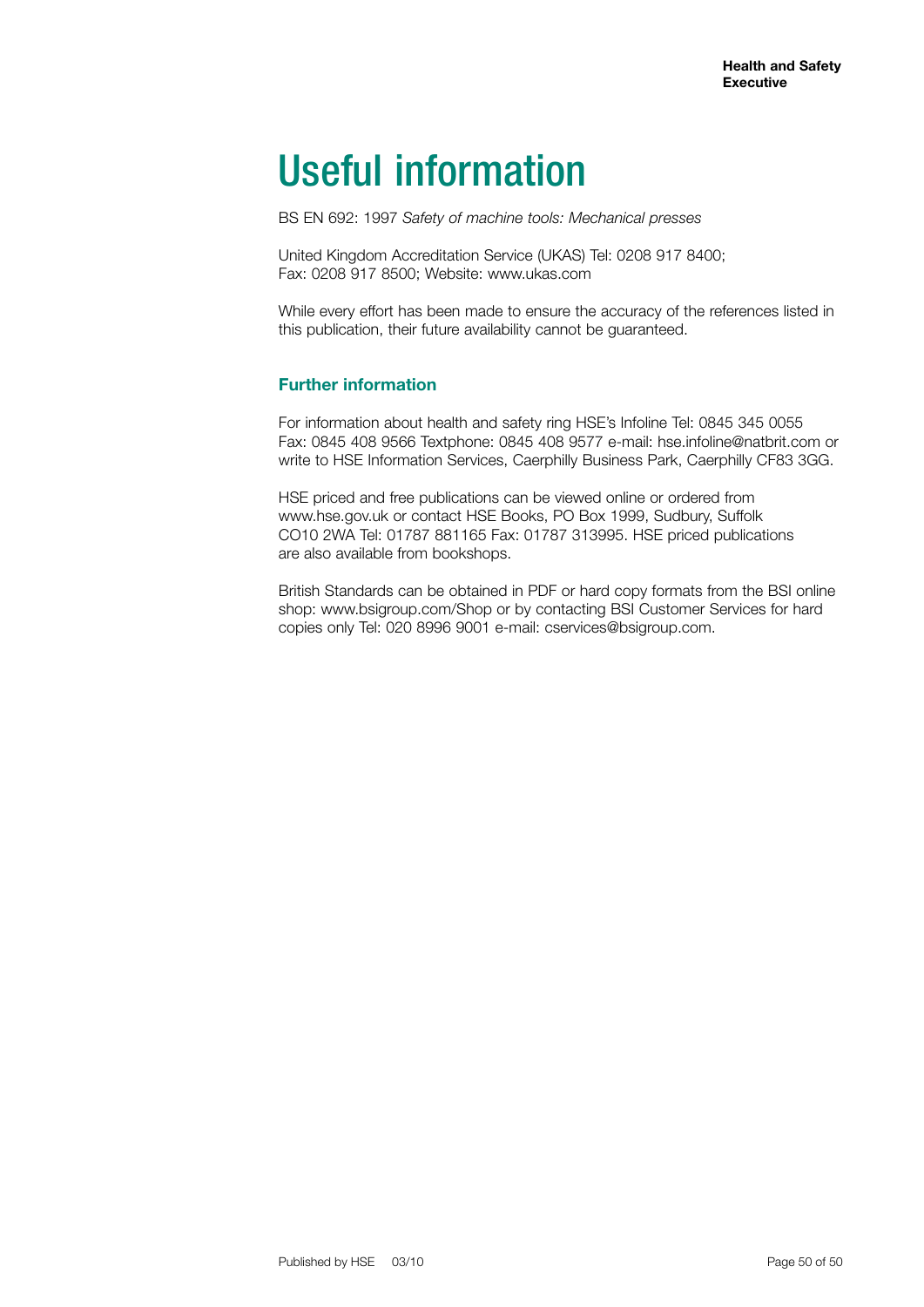# Useful information

BS EN 692: 1997 *Safety of machine tools: Mechanical presses*

United Kingdom Accreditation Service (UKAS) Tel: 0208 917 8400; Fax: 0208 917 8500; Website: www.ukas.com

While every effort has been made to ensure the accuracy of the references listed in this publication, their future availability cannot be guaranteed.

## Further information

For information about health and safety ring HSE's Infoline Tel: 0845 345 0055 Fax: 0845 408 9566 Textphone: 0845 408 9577 e-mail: hse.infoline@natbrit.com or write to HSE Information Services, Caerphilly Business Park, Caerphilly CF83 3GG.

HSE priced and free publications can be viewed online or ordered from www.hse.gov.uk or contact HSE Books, PO Box 1999, Sudbury, Suffolk CO10 2WA Tel: 01787 881165 Fax: 01787 313995. HSE priced publications are also available from bookshops.

British Standards can be obtained in PDF or hard copy formats from the BSI online shop: www.bsigroup.com/Shop or by contacting BSI Customer Services for hard copies only Tel: 020 8996 9001 e-mail: cservices@bsigroup.com.

Published by HSE 03/10